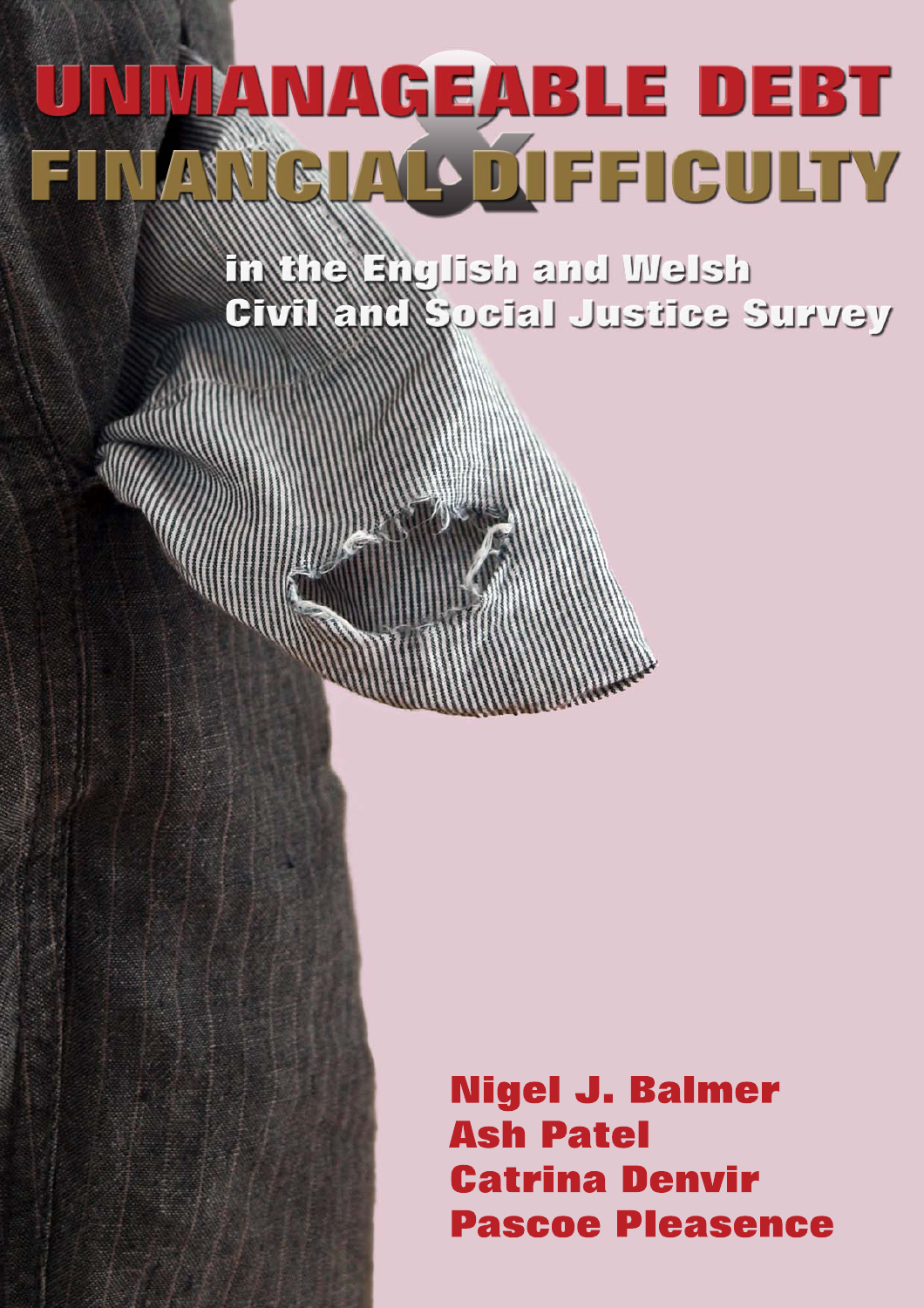# UNMANAGEABLE DEBT & FINANCIAL DIFFICULTY

## in the English and Welsh Civil and Social Justice Survey

**Nigel J. Balmer**
**Ash Patel**
**Catrina Denvir**
**Pascoe Pleasence**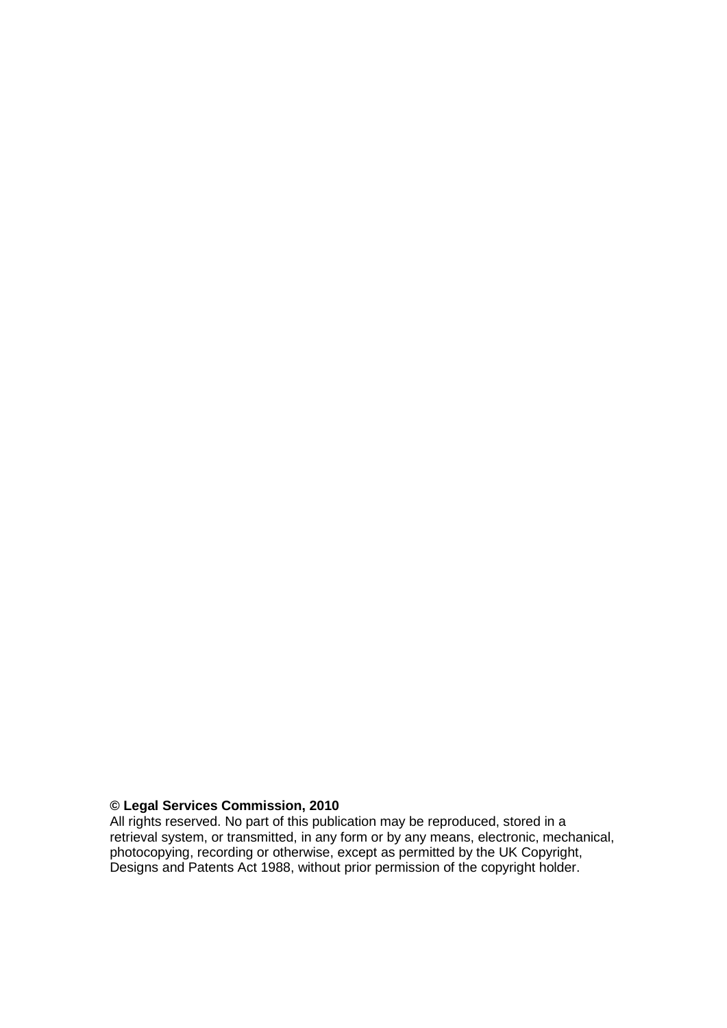**© Legal Services Commission, 2010**

All rights reserved. No part of this publication may be reproduced, stored in a retrieval system, or transmitted, in any form or by any means, electronic, mechanical, photocopying, recording or otherwise, except as permitted by the UK Copyright, Designs and Patents Act 1988, without prior permission of the copyright holder.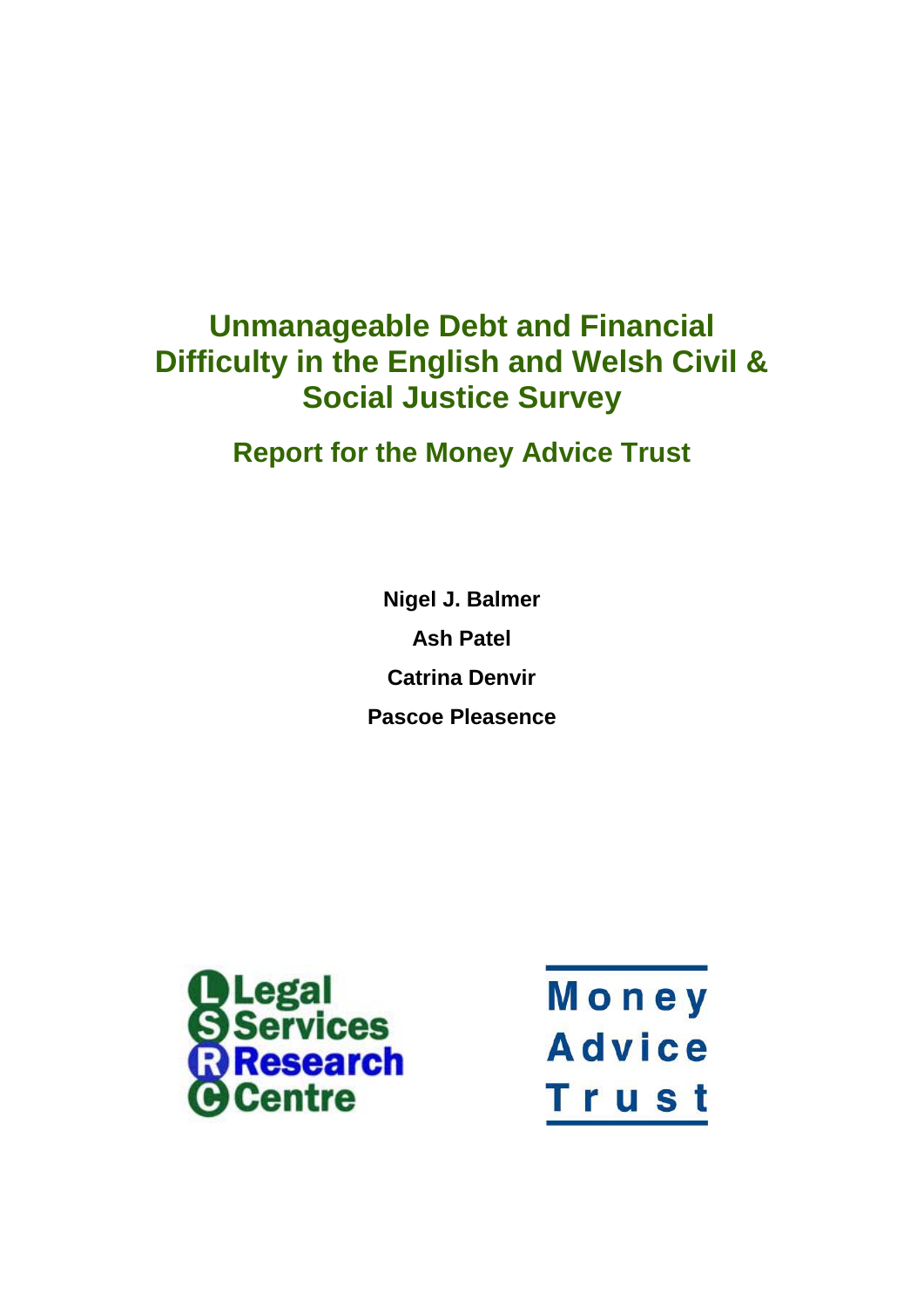# Unmanageable Debt and Financial Difficulty in the English and Welsh Civil & Social Justice Survey

## Report for the Money Advice Trust

**Nigel J. Balmer**

**Ash Patel**

**Catrina Denvir**

**Pascoe Pleasence**

Legal Services Research Centre

Money Advice Trust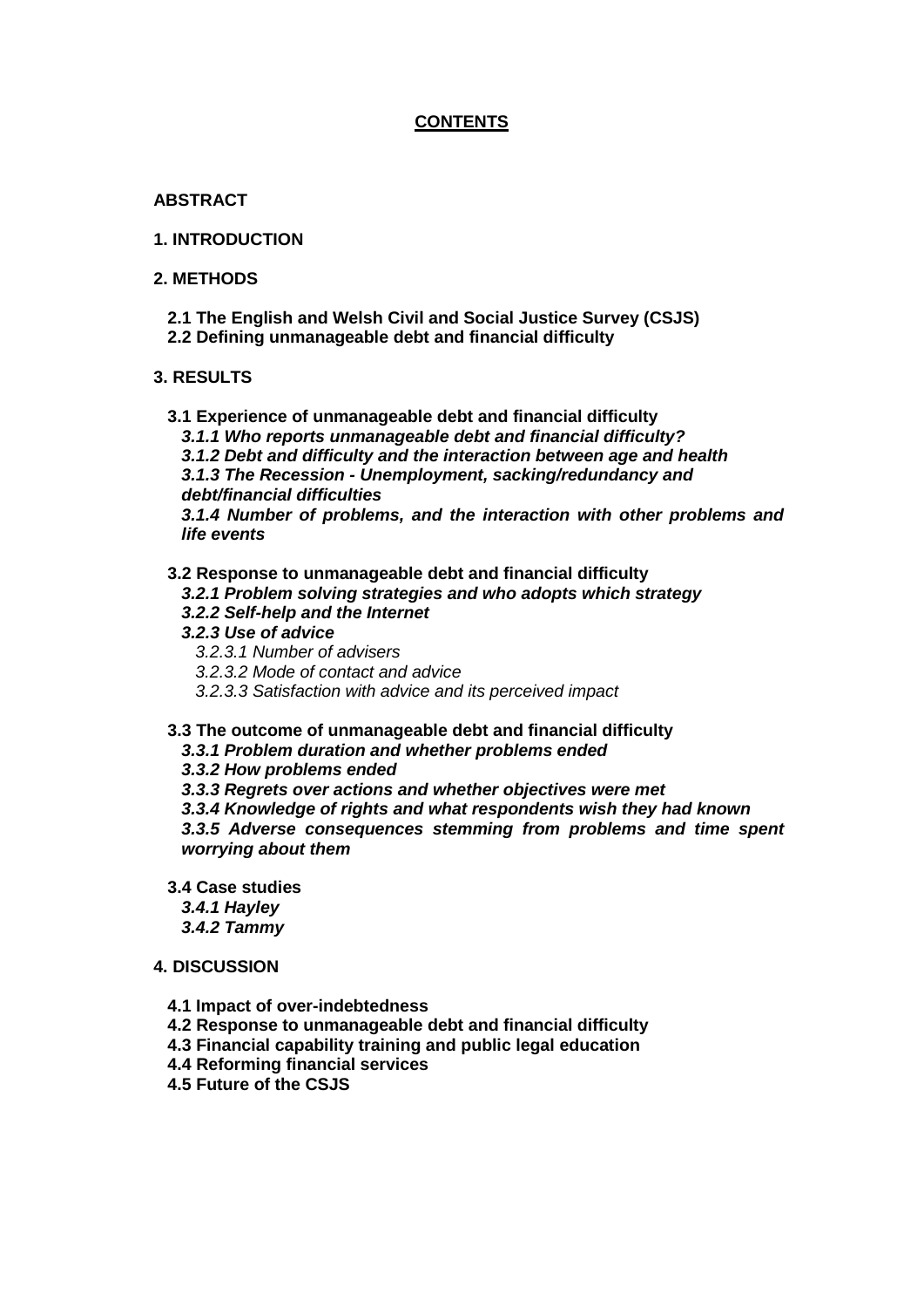**CONTENTS**

**ABSTRACT**

**1. INTRODUCTION**

**2. METHODS**

- **2.1 The English and Welsh Civil and Social Justice Survey (CSJS)**
- **2.2 Defining unmanageable debt and financial difficulty**

**3. RESULTS**

- **3.1 Experience of unmanageable debt and financial difficulty**
  - ***3.1.1 Who reports unmanageable debt and financial difficulty?***
  - ***3.1.2 Debt and difficulty and the interaction between age and health***
  - ***3.1.3 The Recession - Unemployment, sacking/redundancy and debt/financial difficulties***
  - ***3.1.4 Number of problems, and the interaction with other problems and life events***
- **3.2 Response to unmanageable debt and financial difficulty**
  - ***3.2.1 Problem solving strategies and who adopts which strategy***
  - ***3.2.2 Self-help and the Internet***
  - ***3.2.3 Use of advice***
    - *3.2.3.1 Number of advisers*
    - *3.2.3.2 Mode of contact and advice*
    - *3.2.3.3 Satisfaction with advice and its perceived impact*
- **3.3 The outcome of unmanageable debt and financial difficulty**
  - ***3.3.1 Problem duration and whether problems ended***
  - ***3.3.2 How problems ended***
  - ***3.3.3 Regrets over actions and whether objectives were met***
  - ***3.3.4 Knowledge of rights and what respondents wish they had known***
  - ***3.3.5 Adverse consequences stemming from problems and time spent worrying about them***
- **3.4 Case studies**
  - ***3.4.1 Hayley***
  - ***3.4.2 Tammy***

**4. DISCUSSION**

- **4.1 Impact of over-indebtedness**
- **4.2 Response to unmanageable debt and financial difficulty**
- **4.3 Financial capability training and public legal education**
- **4.4 Reforming financial services**
- **4.5 Future of the CSJS**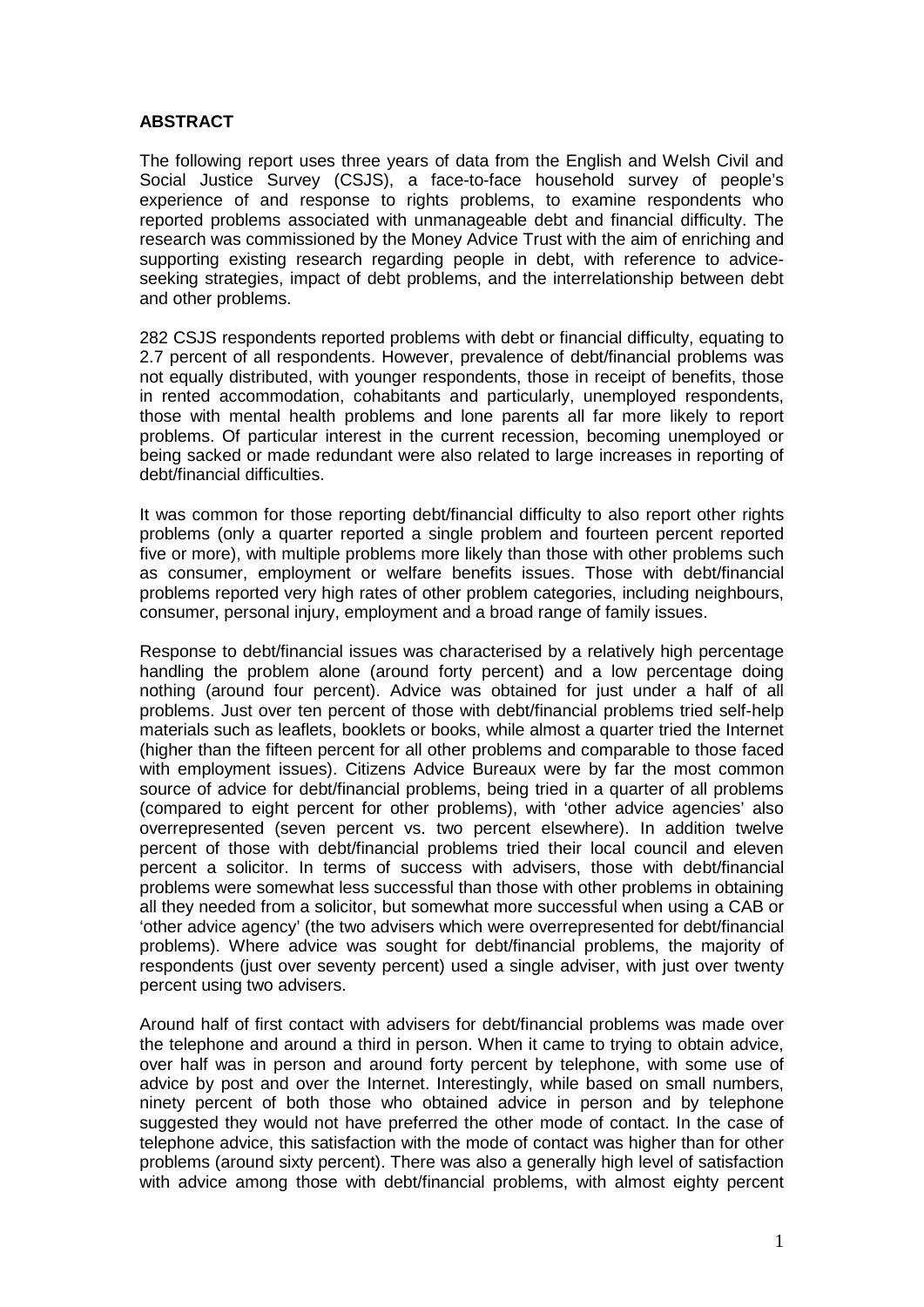## ABSTRACT

The following report uses three years of data from the English and Welsh Civil and Social Justice Survey (CSJS), a face-to-face household survey of people's experience of and response to rights problems, to examine respondents who reported problems associated with unmanageable debt and financial difficulty. The research was commissioned by the Money Advice Trust with the aim of enriching and supporting existing research regarding people in debt, with reference to advice-seeking strategies, impact of debt problems, and the interrelationship between debt and other problems.

282 CSJS respondents reported problems with debt or financial difficulty, equating to 2.7 percent of all respondents. However, prevalence of debt/financial problems was not equally distributed, with younger respondents, those in receipt of benefits, those in rented accommodation, cohabitants and particularly, unemployed respondents, those with mental health problems and lone parents all far more likely to report problems. Of particular interest in the current recession, becoming unemployed or being sacked or made redundant were also related to large increases in reporting of debt/financial difficulties.

It was common for those reporting debt/financial difficulty to also report other rights problems (only a quarter reported a single problem and fourteen percent reported five or more), with multiple problems more likely than those with other problems such as consumer, employment or welfare benefits issues. Those with debt/financial problems reported very high rates of other problem categories, including neighbours, consumer, personal injury, employment and a broad range of family issues.

Response to debt/financial issues was characterised by a relatively high percentage handling the problem alone (around forty percent) and a low percentage doing nothing (around four percent). Advice was obtained for just under a half of all problems. Just over ten percent of those with debt/financial problems tried self-help materials such as leaflets, booklets or books, while almost a quarter tried the Internet (higher than the fifteen percent for all other problems and comparable to those faced with employment issues). Citizens Advice Bureaux were by far the most common source of advice for debt/financial problems, being tried in a quarter of all problems (compared to eight percent for other problems), with 'other advice agencies' also overrepresented (seven percent vs. two percent elsewhere). In addition twelve percent of those with debt/financial problems tried their local council and eleven percent a solicitor. In terms of success with advisers, those with debt/financial problems were somewhat less successful than those with other problems in obtaining all they needed from a solicitor, but somewhat more successful when using a CAB or 'other advice agency' (the two advisers which were overrepresented for debt/financial problems). Where advice was sought for debt/financial problems, the majority of respondents (just over seventy percent) used a single adviser, with just over twenty percent using two advisers.

Around half of first contact with advisers for debt/financial problems was made over the telephone and around a third in person. When it came to trying to obtain advice, over half was in person and around forty percent by telephone, with some use of advice by post and over the Internet. Interestingly, while based on small numbers, ninety percent of both those who obtained advice in person and by telephone suggested they would not have preferred the other mode of contact. In the case of telephone advice, this satisfaction with the mode of contact was higher than for other problems (around sixty percent). There was also a generally high level of satisfaction with advice among those with debt/financial problems, with almost eighty percent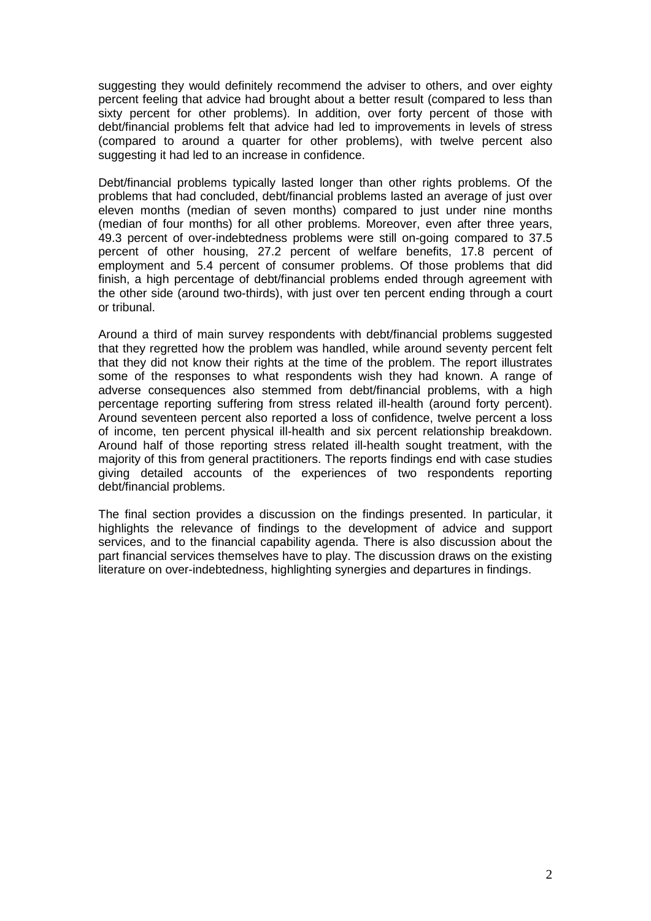suggesting they would definitely recommend the adviser to others, and over eighty percent feeling that advice had brought about a better result (compared to less than sixty percent for other problems). In addition, over forty percent of those with debt/financial problems felt that advice had led to improvements in levels of stress (compared to around a quarter for other problems), with twelve percent also suggesting it had led to an increase in confidence.

Debt/financial problems typically lasted longer than other rights problems. Of the problems that had concluded, debt/financial problems lasted an average of just over eleven months (median of seven months) compared to just under nine months (median of four months) for all other problems. Moreover, even after three years, 49.3 percent of over-indebtedness problems were still on-going compared to 37.5 percent of other housing, 27.2 percent of welfare benefits, 17.8 percent of employment and 5.4 percent of consumer problems. Of those problems that did finish, a high percentage of debt/financial problems ended through agreement with the other side (around two-thirds), with just over ten percent ending through a court or tribunal.

Around a third of main survey respondents with debt/financial problems suggested that they regretted how the problem was handled, while around seventy percent felt that they did not know their rights at the time of the problem. The report illustrates some of the responses to what respondents wish they had known. A range of adverse consequences also stemmed from debt/financial problems, with a high percentage reporting suffering from stress related ill-health (around forty percent). Around seventeen percent also reported a loss of confidence, twelve percent a loss of income, ten percent physical ill-health and six percent relationship breakdown. Around half of those reporting stress related ill-health sought treatment, with the majority of this from general practitioners. The reports findings end with case studies giving detailed accounts of the experiences of two respondents reporting debt/financial problems.

The final section provides a discussion on the findings presented. In particular, it highlights the relevance of findings to the development of advice and support services, and to the financial capability agenda. There is also discussion about the part financial services themselves have to play. The discussion draws on the existing literature on over-indebtedness, highlighting synergies and departures in findings.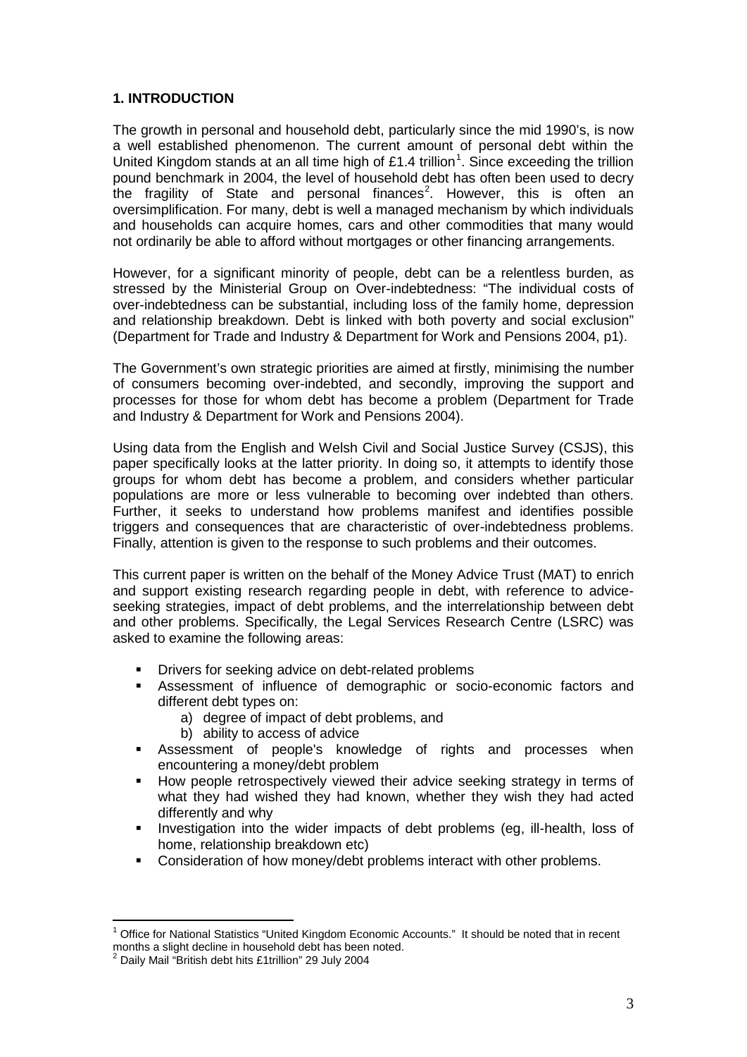## 1. INTRODUCTION

The growth in personal and household debt, particularly since the mid 1990's, is now a well established phenomenon. The current amount of personal debt within the United Kingdom stands at an all time high of £1.4 trillion[1]. Since exceeding the trillion pound benchmark in 2004, the level of household debt has often been used to decry the fragility of State and personal finances[2]. However, this is often an oversimplification. For many, debt is well a managed mechanism by which individuals and households can acquire homes, cars and other commodities that many would not ordinarily be able to afford without mortgages or other financing arrangements.

However, for a significant minority of people, debt can be a relentless burden, as stressed by the Ministerial Group on Over-indebtedness: "The individual costs of over-indebtedness can be substantial, including loss of the family home, depression and relationship breakdown. Debt is linked with both poverty and social exclusion" (Department for Trade and Industry & Department for Work and Pensions 2004, p1).

The Government's own strategic priorities are aimed at firstly, minimising the number of consumers becoming over-indebted, and secondly, improving the support and processes for those for whom debt has become a problem (Department for Trade and Industry & Department for Work and Pensions 2004).

Using data from the English and Welsh Civil and Social Justice Survey (CSJS), this paper specifically looks at the latter priority. In doing so, it attempts to identify those groups for whom debt has become a problem, and considers whether particular populations are more or less vulnerable to becoming over indebted than others. Further, it seeks to understand how problems manifest and identifies possible triggers and consequences that are characteristic of over-indebtedness problems. Finally, attention is given to the response to such problems and their outcomes.

This current paper is written on the behalf of the Money Advice Trust (MAT) to enrich and support existing research regarding people in debt, with reference to advice-seeking strategies, impact of debt problems, and the interrelationship between debt and other problems. Specifically, the Legal Services Research Centre (LSRC) was asked to examine the following areas:

- Drivers for seeking advice on debt-related problems
- Assessment of influence of demographic or socio-economic factors and different debt types on:
  a) degree of impact of debt problems, and
  b) ability to access of advice
- Assessment of people's knowledge of rights and processes when encountering a money/debt problem
- How people retrospectively viewed their advice seeking strategy in terms of what they had wished they had known, whether they wish they had acted differently and why
- Investigation into the wider impacts of debt problems (eg, ill-health, loss of home, relationship breakdown etc)
- Consideration of how money/debt problems interact with other problems.

---

[1] Office for National Statistics "United Kingdom Economic Accounts." It should be noted that in recent months a slight decline in household debt has been noted.

[2] Daily Mail "British debt hits £1trillion" 29 July 2004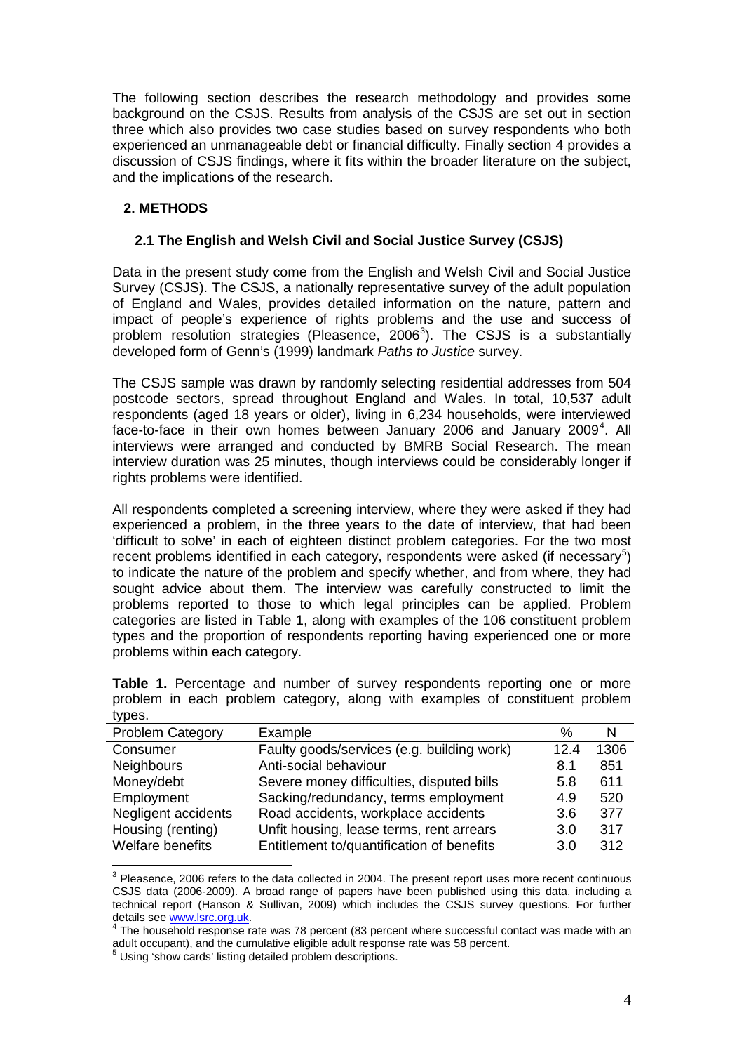The following section describes the research methodology and provides some background on the CSJS. Results from analysis of the CSJS are set out in section three which also provides two case studies based on survey respondents who both experienced an unmanageable debt or financial difficulty. Finally section 4 provides a discussion of CSJS findings, where it fits within the broader literature on the subject, and the implications of the research.

## 2. METHODS

### 2.1 The English and Welsh Civil and Social Justice Survey (CSJS)

Data in the present study come from the English and Welsh Civil and Social Justice Survey (CSJS). The CSJS, a nationally representative survey of the adult population of England and Wales, provides detailed information on the nature, pattern and impact of people's experience of rights problems and the use and success of problem resolution strategies (Pleasence, 2006[3]). The CSJS is a substantially developed form of Genn's (1999) landmark *Paths to Justice* survey.

The CSJS sample was drawn by randomly selecting residential addresses from 504 postcode sectors, spread throughout England and Wales. In total, 10,537 adult respondents (aged 18 years or older), living in 6,234 households, were interviewed face-to-face in their own homes between January 2006 and January 2009[4]. All interviews were arranged and conducted by BMRB Social Research. The mean interview duration was 25 minutes, though interviews could be considerably longer if rights problems were identified.

All respondents completed a screening interview, where they were asked if they had experienced a problem, in the three years to the date of interview, that had been 'difficult to solve' in each of eighteen distinct problem categories. For the two most recent problems identified in each category, respondents were asked (if necessary[5]) to indicate the nature of the problem and specify whether, and from where, they had sought advice about them. The interview was carefully constructed to limit the problems reported to those to which legal principles can be applied. Problem categories are listed in Table 1, along with examples of the 106 constituent problem types and the proportion of respondents reporting having experienced one or more problems within each category.

**Table 1.** Percentage and number of survey respondents reporting one or more problem in each problem category, along with examples of constituent problem types.

| Problem Category | Example | % | N |
|---|---|---|---|
| Consumer | Faulty goods/services (e.g. building work) | 12.4 | 1306 |
| Neighbours | Anti-social behaviour | 8.1 | 851 |
| Money/debt | Severe money difficulties, disputed bills | 5.8 | 611 |
| Employment | Sacking/redundancy, terms employment | 4.9 | 520 |
| Negligent accidents | Road accidents, workplace accidents | 3.6 | 377 |
| Housing (renting) | Unfit housing, lease terms, rent arrears | 3.0 | 317 |
| Welfare benefits | Entitlement to/quantification of benefits | 3.0 | 312 |

[3] Pleasence, 2006 refers to the data collected in 2004. The present report uses more recent continuous CSJS data (2006-2009). A broad range of papers have been published using this data, including a technical report (Hanson & Sullivan, 2009) which includes the CSJS survey questions. For further details see www.lsrc.org.uk.

[4] The household response rate was 78 percent (83 percent where successful contact was made with an adult occupant), and the cumulative eligible adult response rate was 58 percent.

[5] Using 'show cards' listing detailed problem descriptions.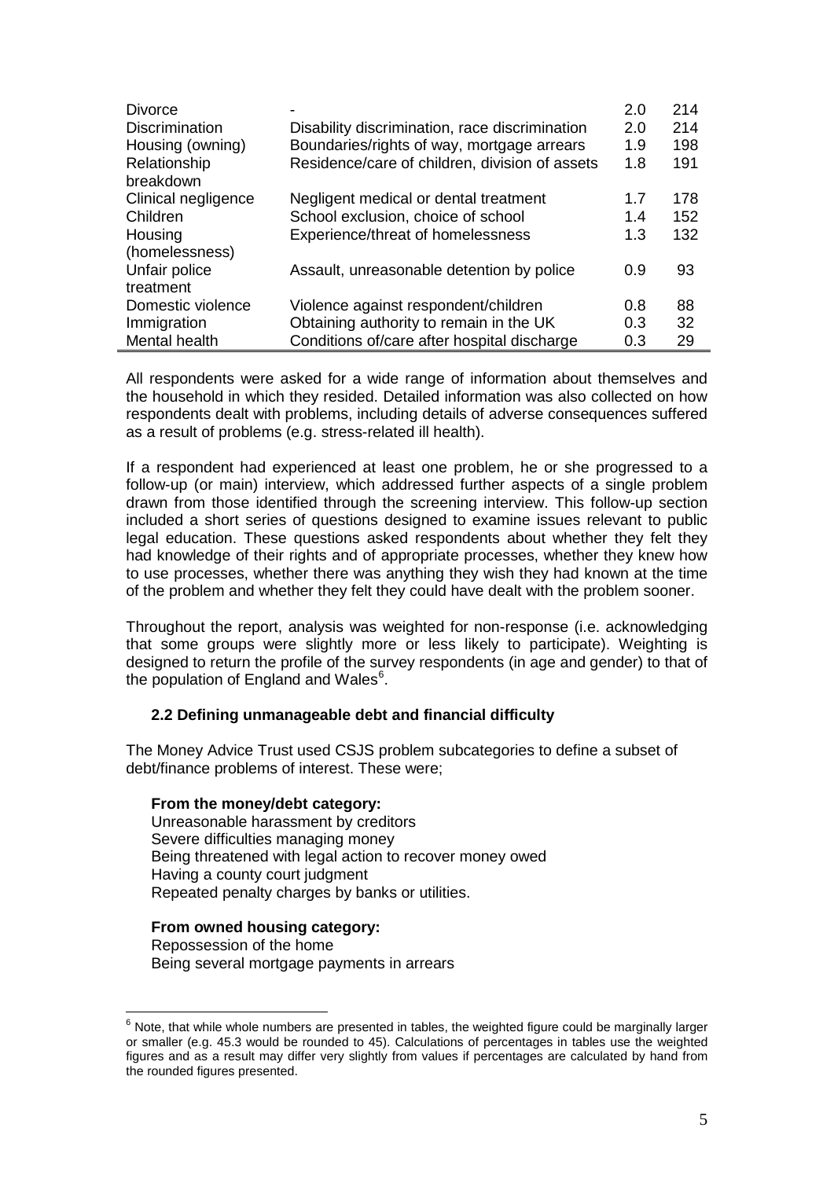| | | | |
|---|---|---|---|
| Divorce | - | 2.0 | 214 |
| Discrimination | Disability discrimination, race discrimination | 2.0 | 214 |
| Housing (owning) | Boundaries/rights of way, mortgage arrears | 1.9 | 198 |
| Relationship breakdown | Residence/care of children, division of assets | 1.8 | 191 |
| Clinical negligence | Negligent medical or dental treatment | 1.7 | 178 |
| Children | School exclusion, choice of school | 1.4 | 152 |
| Housing (homelessness) | Experience/threat of homelessness | 1.3 | 132 |
| Unfair police treatment | Assault, unreasonable detention by police | 0.9 | 93 |
| Domestic violence | Violence against respondent/children | 0.8 | 88 |
| Immigration | Obtaining authority to remain in the UK | 0.3 | 32 |
| Mental health | Conditions of/care after hospital discharge | 0.3 | 29 |

All respondents were asked for a wide range of information about themselves and the household in which they resided. Detailed information was also collected on how respondents dealt with problems, including details of adverse consequences suffered as a result of problems (e.g. stress-related ill health).

If a respondent had experienced at least one problem, he or she progressed to a follow-up (or main) interview, which addressed further aspects of a single problem drawn from those identified through the screening interview. This follow-up section included a short series of questions designed to examine issues relevant to public legal education. These questions asked respondents about whether they felt they had knowledge of their rights and of appropriate processes, whether they knew how to use processes, whether there was anything they wish they had known at the time of the problem and whether they felt they could have dealt with the problem sooner.

Throughout the report, analysis was weighted for non-response (i.e. acknowledging that some groups were slightly more or less likely to participate). Weighting is designed to return the profile of the survey respondents (in age and gender) to that of the population of England and Wales[6].

### 2.2 Defining unmanageable debt and financial difficulty

The Money Advice Trust used CSJS problem subcategories to define a subset of debt/finance problems of interest. These were;

**From the money/debt category:**
Unreasonable harassment by creditors
Severe difficulties managing money
Being threatened with legal action to recover money owed
Having a county court judgment
Repeated penalty charges by banks or utilities.

**From owned housing category:**
Repossession of the home
Being several mortgage payments in arrears

[6] Note, that while whole numbers are presented in tables, the weighted figure could be marginally larger or smaller (e.g. 45.3 would be rounded to 45). Calculations of percentages in tables use the weighted figures and as a result may differ very slightly from values if percentages are calculated by hand from the rounded figures presented.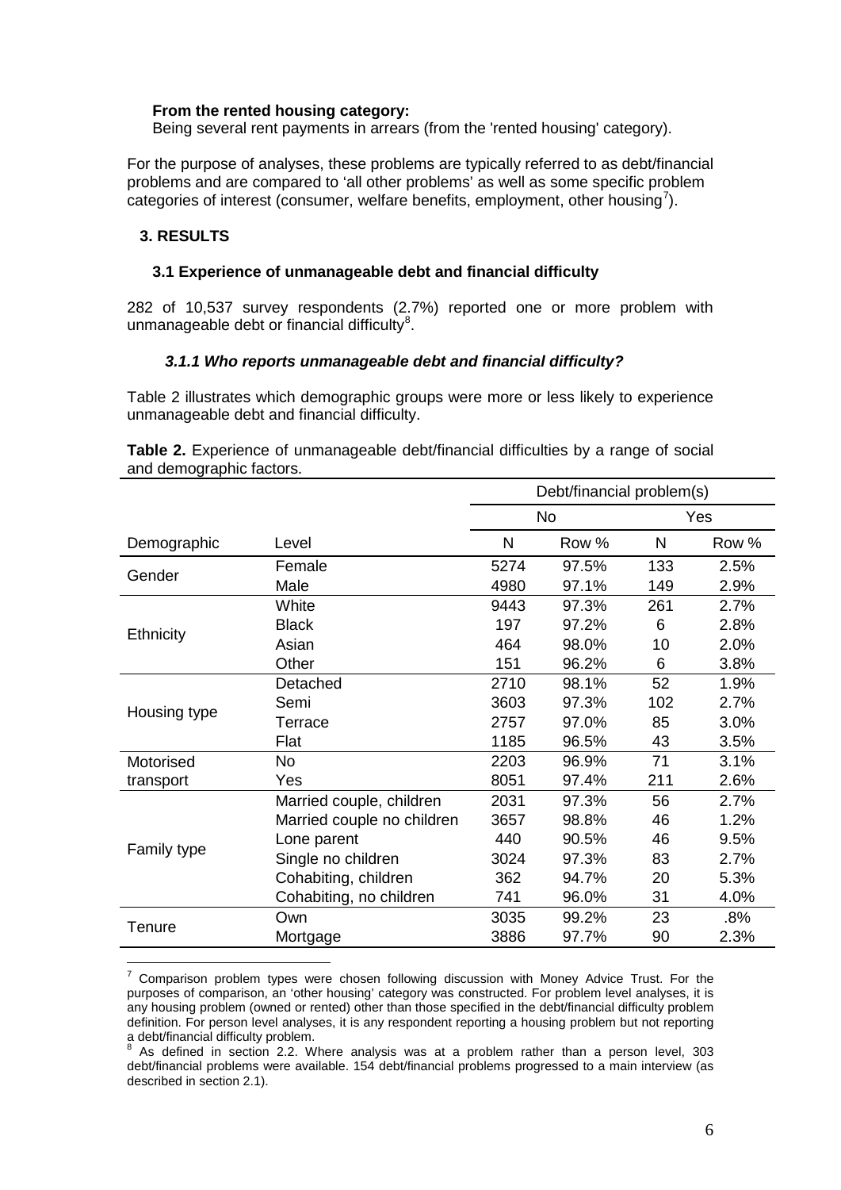**From the rented housing category:**
Being several rent payments in arrears (from the 'rented housing' category).

For the purpose of analyses, these problems are typically referred to as debt/financial problems and are compared to 'all other problems' as well as some specific problem categories of interest (consumer, welfare benefits, employment, other housing[7]).

## 3. RESULTS

### 3.1 Experience of unmanageable debt and financial difficulty

282 of 10,537 survey respondents (2.7%) reported one or more problem with unmanageable debt or financial difficulty[8].

#### *3.1.1 Who reports unmanageable debt and financial difficulty?*

Table 2 illustrates which demographic groups were more or less likely to experience unmanageable debt and financial difficulty.

**Table 2.** Experience of unmanageable debt/financial difficulties by a range of social and demographic factors.

| | | Debt/financial problem(s) | | | |
|---|---|---|---|---|---|
| | | No | | Yes | |
| Demographic | Level | N | Row % | N | Row % |
| Gender | Female | 5274 | 97.5% | 133 | 2.5% |
| | Male | 4980 | 97.1% | 149 | 2.9% |
| Ethnicity | White | 9443 | 97.3% | 261 | 2.7% |
| | Black | 197 | 97.2% | 6 | 2.8% |
| | Asian | 464 | 98.0% | 10 | 2.0% |
| | Other | 151 | 96.2% | 6 | 3.8% |
| Housing type | Detached | 2710 | 98.1% | 52 | 1.9% |
| | Semi | 3603 | 97.3% | 102 | 2.7% |
| | Terrace | 2757 | 97.0% | 85 | 3.0% |
| | Flat | 1185 | 96.5% | 43 | 3.5% |
| Motorised transport | No | 2203 | 96.9% | 71 | 3.1% |
| | Yes | 8051 | 97.4% | 211 | 2.6% |
| Family type | Married couple, children | 2031 | 97.3% | 56 | 2.7% |
| | Married couple no children | 3657 | 98.8% | 46 | 1.2% |
| | Lone parent | 440 | 90.5% | 46 | 9.5% |
| | Single no children | 3024 | 97.3% | 83 | 2.7% |
| | Cohabiting, children | 362 | 94.7% | 20 | 5.3% |
| | Cohabiting, no children | 741 | 96.0% | 31 | 4.0% |
| Tenure | Own | 3035 | 99.2% | 23 | .8% |
| | Mortgage | 3886 | 97.7% | 90 | 2.3% |

---

[7] Comparison problem types were chosen following discussion with Money Advice Trust. For the purposes of comparison, an 'other housing' category was constructed. For problem level analyses, it is any housing problem (owned or rented) other than those specified in the debt/financial difficulty problem definition. For person level analyses, it is any respondent reporting a housing problem but not reporting a debt/financial difficulty problem.

[8] As defined in section 2.2. Where analysis was at a problem rather than a person level, 303 debt/financial problems were available. 154 debt/financial problems progressed to a main interview (as described in section 2.1).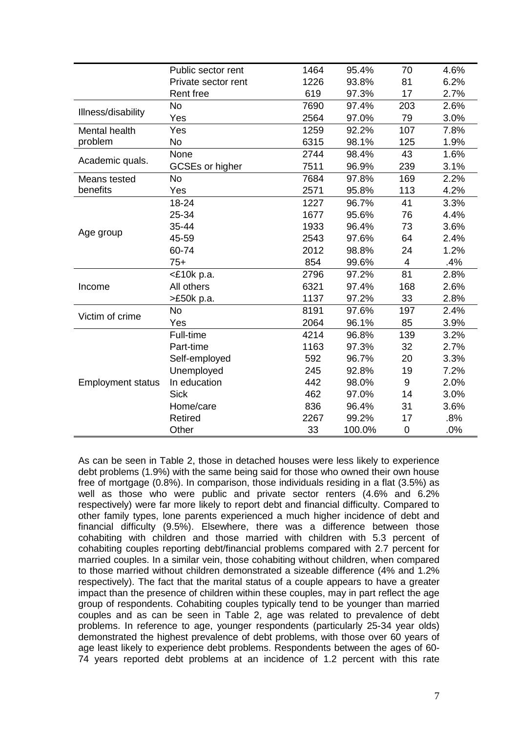| | | | | | |
|---|---|---|---|---|---|
| | Public sector rent | 1464 | 95.4% | 70 | 4.6% |
| | Private sector rent | 1226 | 93.8% | 81 | 6.2% |
| | Rent free | 619 | 97.3% | 17 | 2.7% |
| Illness/disability | No | 7690 | 97.4% | 203 | 2.6% |
| | Yes | 2564 | 97.0% | 79 | 3.0% |
| Mental health problem | Yes | 1259 | 92.2% | 107 | 7.8% |
| | No | 6315 | 98.1% | 125 | 1.9% |
| Academic quals. | None | 2744 | 98.4% | 43 | 1.6% |
| | GCSEs or higher | 7511 | 96.9% | 239 | 3.1% |
| Means tested benefits | No | 7684 | 97.8% | 169 | 2.2% |
| | Yes | 2571 | 95.8% | 113 | 4.2% |
| Age group | 18-24 | 1227 | 96.7% | 41 | 3.3% |
| | 25-34 | 1677 | 95.6% | 76 | 4.4% |
| | 35-44 | 1933 | 96.4% | 73 | 3.6% |
| | 45-59 | 2543 | 97.6% | 64 | 2.4% |
| | 60-74 | 2012 | 98.8% | 24 | 1.2% |
| | 75+ | 854 | 99.6% | 4 | .4% |
| Income | <£10k p.a. | 2796 | 97.2% | 81 | 2.8% |
| | All others | 6321 | 97.4% | 168 | 2.6% |
| | >£50k p.a. | 1137 | 97.2% | 33 | 2.8% |
| Victim of crime | No | 8191 | 97.6% | 197 | 2.4% |
| | Yes | 2064 | 96.1% | 85 | 3.9% |
| Employment status | Full-time | 4214 | 96.8% | 139 | 3.2% |
| | Part-time | 1163 | 97.3% | 32 | 2.7% |
| | Self-employed | 592 | 96.7% | 20 | 3.3% |
| | Unemployed | 245 | 92.8% | 19 | 7.2% |
| | In education | 442 | 98.0% | 9 | 2.0% |
| | Sick | 462 | 97.0% | 14 | 3.0% |
| | Home/care | 836 | 96.4% | 31 | 3.6% |
| | Retired | 2267 | 99.2% | 17 | .8% |
| | Other | 33 | 100.0% | 0 | .0% |

As can be seen in Table 2, those in detached houses were less likely to experience debt problems (1.9%) with the same being said for those who owned their own house free of mortgage (0.8%). In comparison, those individuals residing in a flat (3.5%) as well as those who were public and private sector renters (4.6% and 6.2% respectively) were far more likely to report debt and financial difficulty. Compared to other family types, lone parents experienced a much higher incidence of debt and financial difficulty (9.5%). Elsewhere, there was a difference between those cohabiting with children and those married with children with 5.3 percent of cohabiting couples reporting debt/financial problems compared with 2.7 percent for married couples. In a similar vein, those cohabiting without children, when compared to those married without children demonstrated a sizeable difference (4% and 1.2% respectively). The fact that the marital status of a couple appears to have a greater impact than the presence of children within these couples, may in part reflect the age group of respondents. Cohabiting couples typically tend to be younger than married couples and as can be seen in Table 2, age was related to prevalence of debt problems. In reference to age, younger respondents (particularly 25-34 year olds) demonstrated the highest prevalence of debt problems, with those over 60 years of age least likely to experience debt problems. Respondents between the ages of 60-74 years reported debt problems at an incidence of 1.2 percent with this rate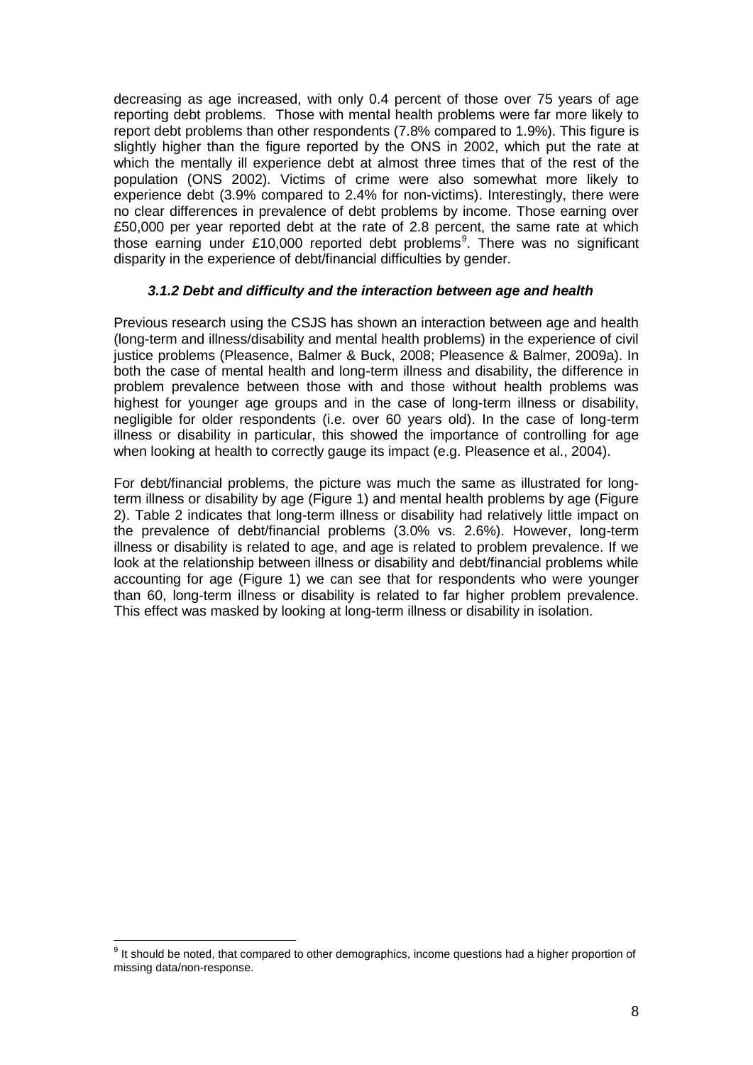decreasing as age increased, with only 0.4 percent of those over 75 years of age reporting debt problems. Those with mental health problems were far more likely to report debt problems than other respondents (7.8% compared to 1.9%). This figure is slightly higher than the figure reported by the ONS in 2002, which put the rate at which the mentally ill experience debt at almost three times that of the rest of the population (ONS 2002). Victims of crime were also somewhat more likely to experience debt (3.9% compared to 2.4% for non-victims). Interestingly, there were no clear differences in prevalence of debt problems by income. Those earning over £50,000 per year reported debt at the rate of 2.8 percent, the same rate at which those earning under £10,000 reported debt problems[9]. There was no significant disparity in the experience of debt/financial difficulties by gender.

#### *3.1.2 Debt and difficulty and the interaction between age and health*

Previous research using the CSJS has shown an interaction between age and health (long-term and illness/disability and mental health problems) in the experience of civil justice problems (Pleasence, Balmer & Buck, 2008; Pleasence & Balmer, 2009a). In both the case of mental health and long-term illness and disability, the difference in problem prevalence between those with and those without health problems was highest for younger age groups and in the case of long-term illness or disability, negligible for older respondents (i.e. over 60 years old). In the case of long-term illness or disability in particular, this showed the importance of controlling for age when looking at health to correctly gauge its impact (e.g. Pleasence et al., 2004).

For debt/financial problems, the picture was much the same as illustrated for long-term illness or disability by age (Figure 1) and mental health problems by age (Figure 2). Table 2 indicates that long-term illness or disability had relatively little impact on the prevalence of debt/financial problems (3.0% vs. 2.6%). However, long-term illness or disability is related to age, and age is related to problem prevalence. If we look at the relationship between illness or disability and debt/financial problems while accounting for age (Figure 1) we can see that for respondents who were younger than 60, long-term illness or disability is related to far higher problem prevalence. This effect was masked by looking at long-term illness or disability in isolation.

[9] It should be noted, that compared to other demographics, income questions had a higher proportion of missing data/non-response.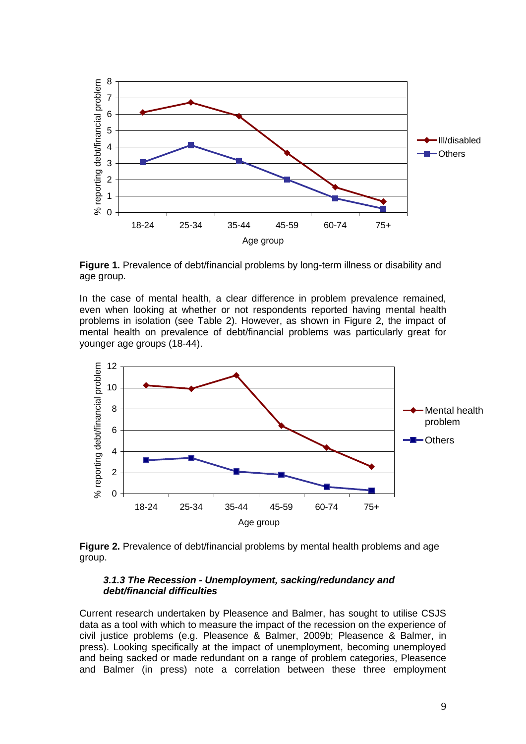**Figure 1.** Prevalence of debt/financial problems by long-term illness or disability and age group.

In the case of mental health, a clear difference in problem prevalence remained, even when looking at whether or not respondents reported having mental health problems in isolation (see Table 2). However, as shown in Figure 2, the impact of mental health on prevalence of debt/financial problems was particularly great for younger age groups (18-44).

**Figure 2.** Prevalence of debt/financial problems by mental health problems and age group.

#### *3.1.3 The Recession - Unemployment, sacking/redundancy and debt/financial difficulties*

Current research undertaken by Pleasence and Balmer, has sought to utilise CSJS data as a tool with which to measure the impact of the recession on the experience of civil justice problems (e.g. Pleasence & Balmer, 2009b; Pleasence & Balmer, in press). Looking specifically at the impact of unemployment, becoming unemployed and being sacked or made redundant on a range of problem categories, Pleasence and Balmer (in press) note a correlation between these three employment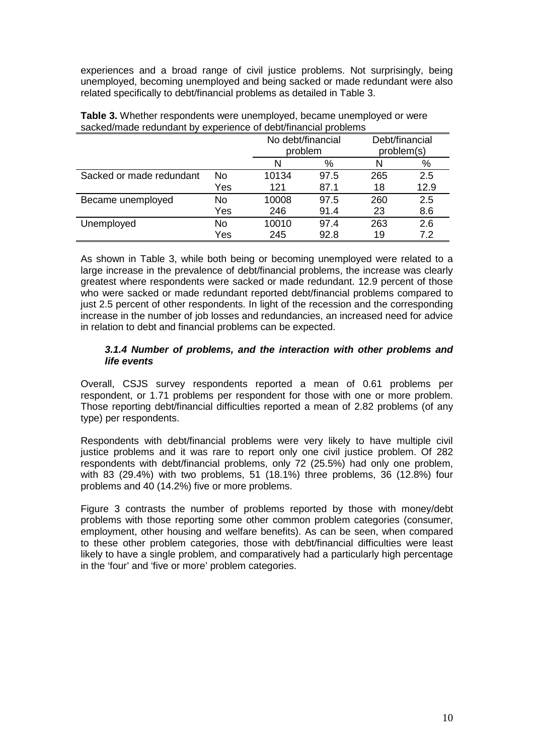experiences and a broad range of civil justice problems. Not surprisingly, being unemployed, becoming unemployed and being sacked or made redundant were also related specifically to debt/financial problems as detailed in Table 3.

**Table 3.** Whether respondents were unemployed, became unemployed or were sacked/made redundant by experience of debt/financial problems

| | | No debt/financial problem | | Debt/financial problem(s) | |
|---|---|---|---|---|---|
| | | N | % | N | % |
| Sacked or made redundant | No | 10134 | 97.5 | 265 | 2.5 |
| | Yes | 121 | 87.1 | 18 | 12.9 |
| Became unemployed | No | 10008 | 97.5 | 260 | 2.5 |
| | Yes | 246 | 91.4 | 23 | 8.6 |
| Unemployed | No | 10010 | 97.4 | 263 | 2.6 |
| | Yes | 245 | 92.8 | 19 | 7.2 |

As shown in Table 3, while both being or becoming unemployed were related to a large increase in the prevalence of debt/financial problems, the increase was clearly greatest where respondents were sacked or made redundant. 12.9 percent of those who were sacked or made redundant reported debt/financial problems compared to just 2.5 percent of other respondents. In light of the recession and the corresponding increase in the number of job losses and redundancies, an increased need for advice in relation to debt and financial problems can be expected.

#### *3.1.4 Number of problems, and the interaction with other problems and life events*

Overall, CSJS survey respondents reported a mean of 0.61 problems per respondent, or 1.71 problems per respondent for those with one or more problem. Those reporting debt/financial difficulties reported a mean of 2.82 problems (of any type) per respondents.

Respondents with debt/financial problems were very likely to have multiple civil justice problems and it was rare to report only one civil justice problem. Of 282 respondents with debt/financial problems, only 72 (25.5%) had only one problem, with 83 (29.4%) with two problems, 51 (18.1%) three problems, 36 (12.8%) four problems and 40 (14.2%) five or more problems.

Figure 3 contrasts the number of problems reported by those with money/debt problems with those reporting some other common problem categories (consumer, employment, other housing and welfare benefits). As can be seen, when compared to these other problem categories, those with debt/financial difficulties were least likely to have a single problem, and comparatively had a particularly high percentage in the 'four' and 'five or more' problem categories.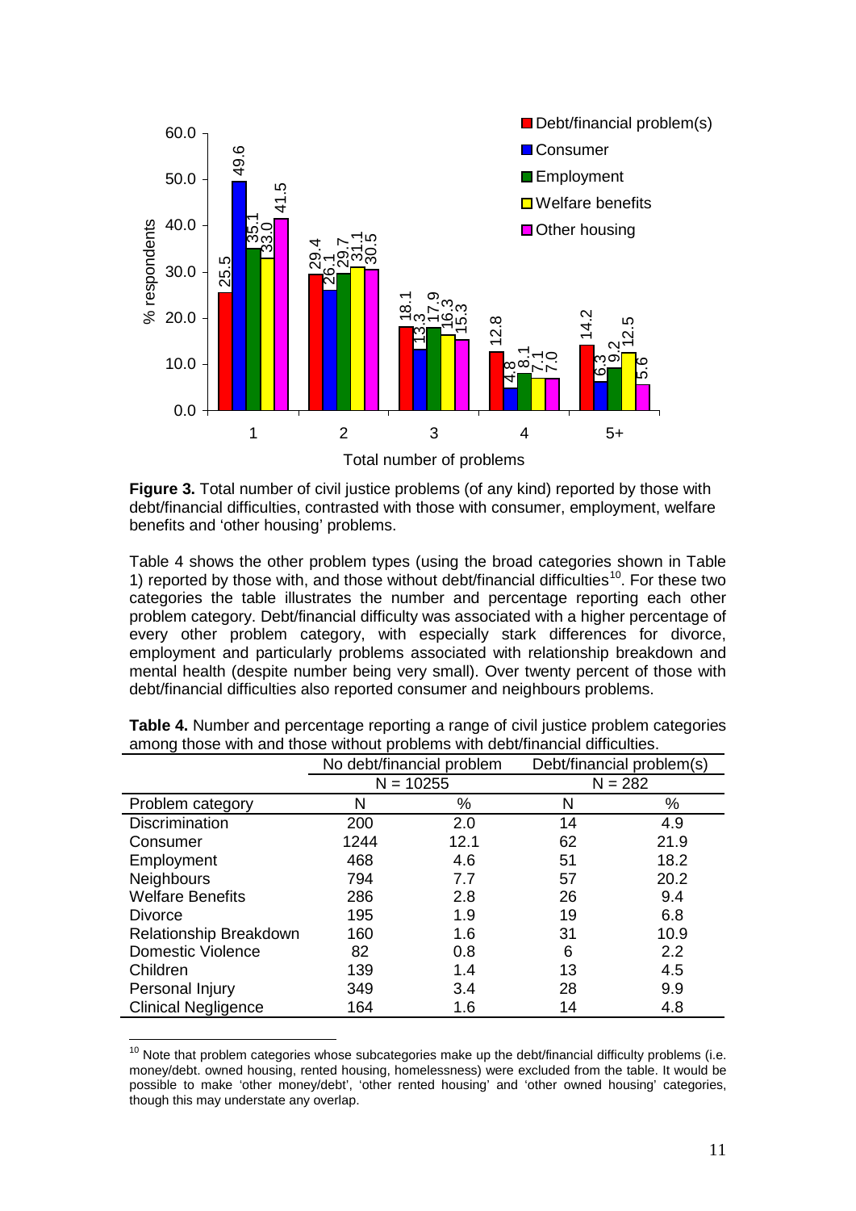**Figure 3.** Total number of civil justice problems (of any kind) reported by those with debt/financial difficulties, contrasted with those with consumer, employment, welfare benefits and 'other housing' problems.

Table 4 shows the other problem types (using the broad categories shown in Table 1) reported by those with, and those without debt/financial difficulties[10]. For these two categories the table illustrates the number and percentage reporting each other problem category. Debt/financial difficulty was associated with a higher percentage of every other problem category, with especially stark differences for divorce, employment and particularly problems associated with relationship breakdown and mental health (despite number being very small). Over twenty percent of those with debt/financial difficulties also reported consumer and neighbours problems.

**Table 4.** Number and percentage reporting a range of civil justice problem categories among those with and those without problems with debt/financial difficulties.

| | No debt/financial problem | | Debt/financial problem(s) | |
|---|---|---|---|---|
| | N = 10255 | | N = 282 | |
| Problem category | N | % | N | % |
| Discrimination | 200 | 2.0 | 14 | 4.9 |
| Consumer | 1244 | 12.1 | 62 | 21.9 |
| Employment | 468 | 4.6 | 51 | 18.2 |
| Neighbours | 794 | 7.7 | 57 | 20.2 |
| Welfare Benefits | 286 | 2.8 | 26 | 9.4 |
| Divorce | 195 | 1.9 | 19 | 6.8 |
| Relationship Breakdown | 160 | 1.6 | 31 | 10.9 |
| Domestic Violence | 82 | 0.8 | 6 | 2.2 |
| Children | 139 | 1.4 | 13 | 4.5 |
| Personal Injury | 349 | 3.4 | 28 | 9.9 |
| Clinical Negligence | 164 | 1.6 | 14 | 4.8 |

[10] Note that problem categories whose subcategories make up the debt/financial difficulty problems (i.e. money/debt. owned housing, rented housing, homelessness) were excluded from the table. It would be possible to make 'other money/debt', 'other rented housing' and 'other owned housing' categories, though this may understate any overlap.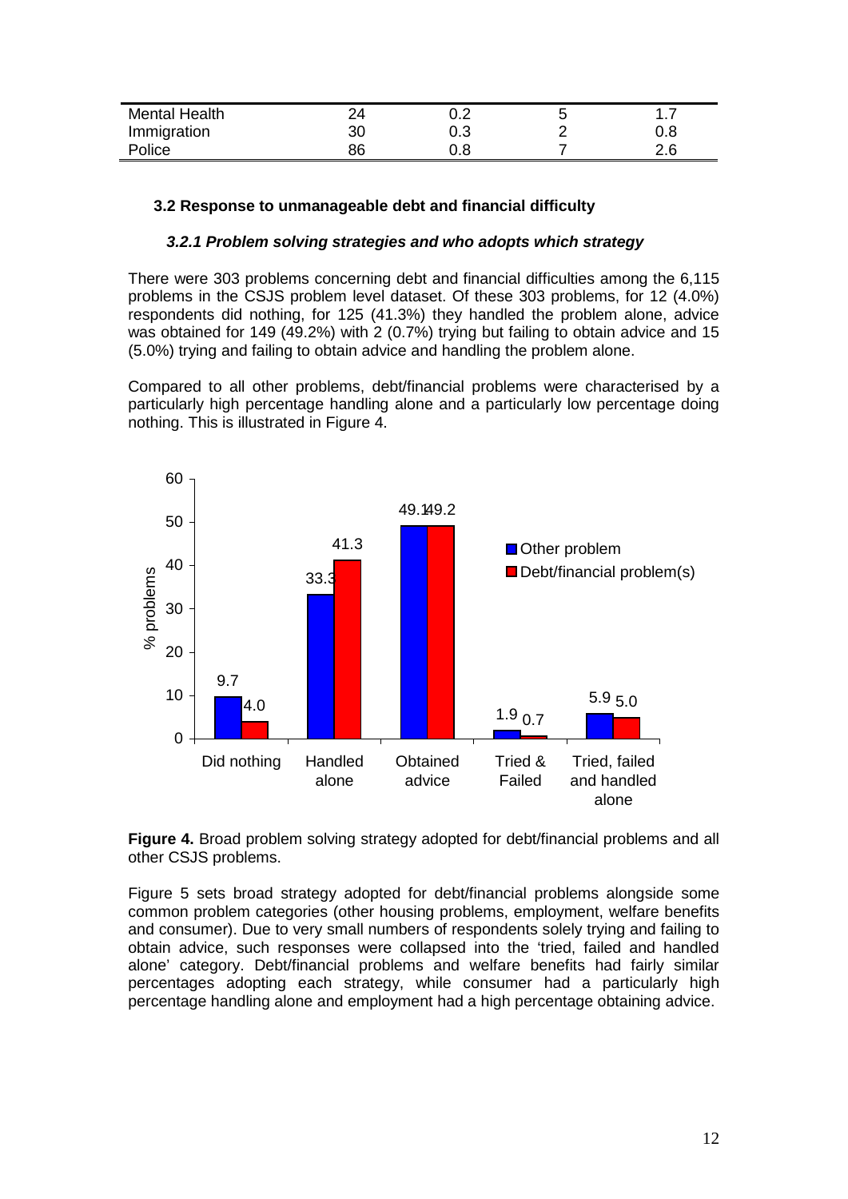| | | | | |
|---|---|---|---|---|
| Mental Health | 24 | 0.2 | 5 | 1.7 |
| Immigration | 30 | 0.3 | 2 | 0.8 |
| Police | 86 | 0.8 | 7 | 2.6 |

### 3.2 Response to unmanageable debt and financial difficulty

#### *3.2.1 Problem solving strategies and who adopts which strategy*

There were 303 problems concerning debt and financial difficulties among the 6,115 problems in the CSJS problem level dataset. Of these 303 problems, for 12 (4.0%) respondents did nothing, for 125 (41.3%) they handled the problem alone, advice was obtained for 149 (49.2%) with 2 (0.7%) trying but failing to obtain advice and 15 (5.0%) trying and failing to obtain advice and handling the problem alone.

Compared to all other problems, debt/financial problems were characterised by a particularly high percentage handling alone and a particularly low percentage doing nothing. This is illustrated in Figure 4.

**Figure 4.** Broad problem solving strategy adopted for debt/financial problems and all other CSJS problems.

Figure 5 sets broad strategy adopted for debt/financial problems alongside some common problem categories (other housing problems, employment, welfare benefits and consumer). Due to very small numbers of respondents solely trying and failing to obtain advice, such responses were collapsed into the 'tried, failed and handled alone' category. Debt/financial problems and welfare benefits had fairly similar percentages adopting each strategy, while consumer had a particularly high percentage handling alone and employment had a high percentage obtaining advice.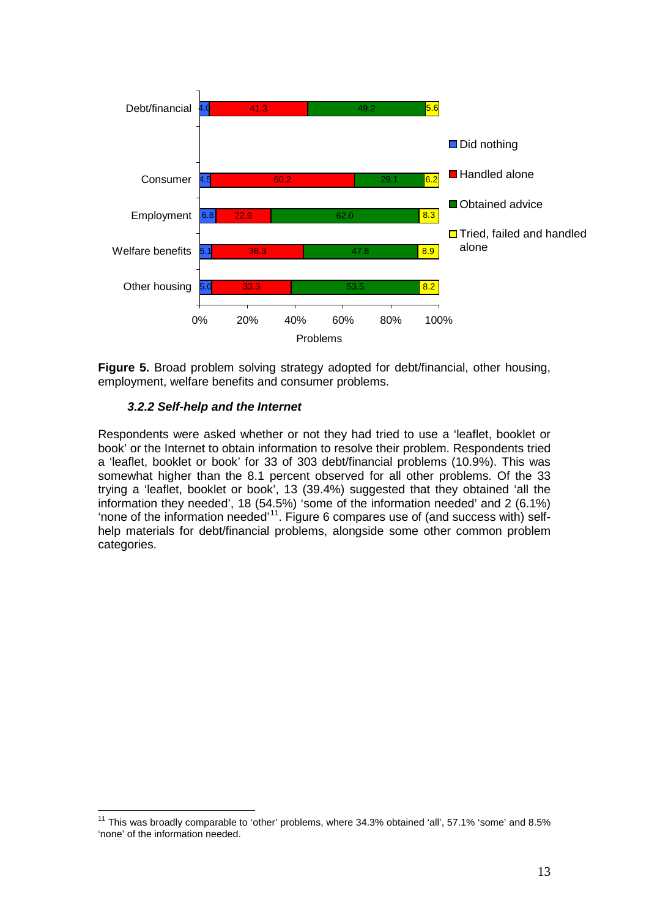| | Did nothing | Handled alone | Obtained advice | Tried, failed and handled alone |
|---|---|---|---|---|
| Debt/financial | 4.0 | 41.3 | 49.2 | 5.6 |
| Consumer | 4.5 | 60.2 | 29.1 | 6.2 |
| Employment | 6.8 | 22.9 | 62.0 | 8.3 |
| Welfare benefits | 5.1 | 38.3 | 47.8 | 8.9 |
| Other housing | 5.0 | 33.3 | 53.5 | 8.2 |

**Figure 5.** Broad problem solving strategy adopted for debt/financial, other housing, employment, welfare benefits and consumer problems.

### *3.2.2 Self-help and the Internet*

Respondents were asked whether or not they had tried to use a 'leaflet, booklet or book' or the Internet to obtain information to resolve their problem. Respondents tried a 'leaflet, booklet or book' for 33 of 303 debt/financial problems (10.9%). This was somewhat higher than the 8.1 percent observed for all other problems. Of the 33 trying a 'leaflet, booklet or book', 13 (39.4%) suggested that they obtained 'all the information they needed', 18 (54.5%) 'some of the information needed' and 2 (6.1%) 'none of the information needed'[11]. Figure 6 compares use of (and success with) self-help materials for debt/financial problems, alongside some other common problem categories.

[11] This was broadly comparable to 'other' problems, where 34.3% obtained 'all', 57.1% 'some' and 8.5% 'none' of the information needed.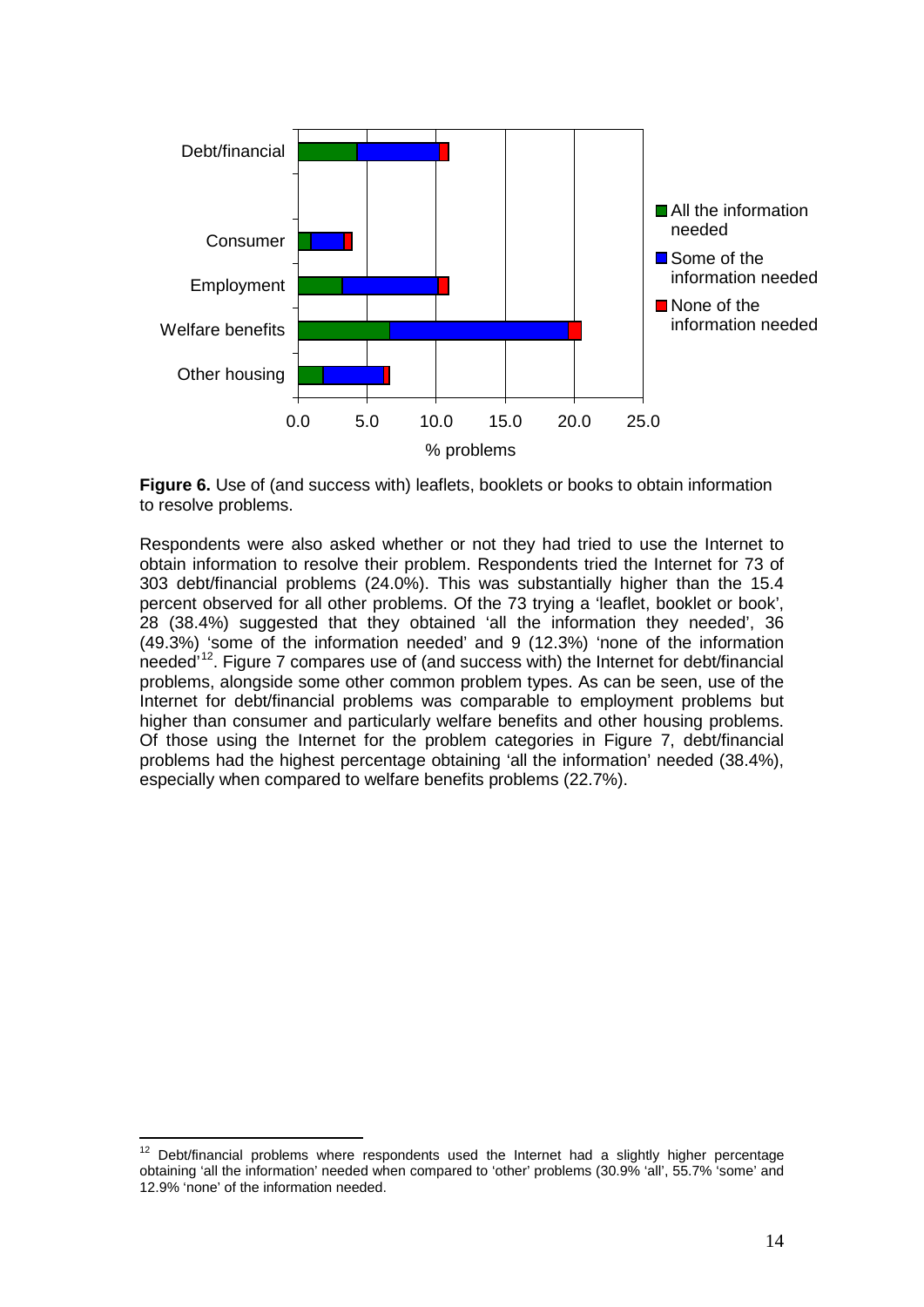**Figure 6.** Use of (and success with) leaflets, booklets or books to obtain information to resolve problems.

Respondents were also asked whether or not they had tried to use the Internet to obtain information to resolve their problem. Respondents tried the Internet for 73 of 303 debt/financial problems (24.0%). This was substantially higher than the 15.4 percent observed for all other problems. Of the 73 trying a 'leaflet, booklet or book', 28 (38.4%) suggested that they obtained 'all the information they needed', 36 (49.3%) 'some of the information needed' and 9 (12.3%) 'none of the information needed'[12]. Figure 7 compares use of (and success with) the Internet for debt/financial problems, alongside some other common problem types. As can be seen, use of the Internet for debt/financial problems was comparable to employment problems but higher than consumer and particularly welfare benefits and other housing problems. Of those using the Internet for the problem categories in Figure 7, debt/financial problems had the highest percentage obtaining 'all the information' needed (38.4%), especially when compared to welfare benefits problems (22.7%).

[12] Debt/financial problems where respondents used the Internet had a slightly higher percentage obtaining 'all the information' needed when compared to 'other' problems (30.9% 'all', 55.7% 'some' and 12.9% 'none' of the information needed.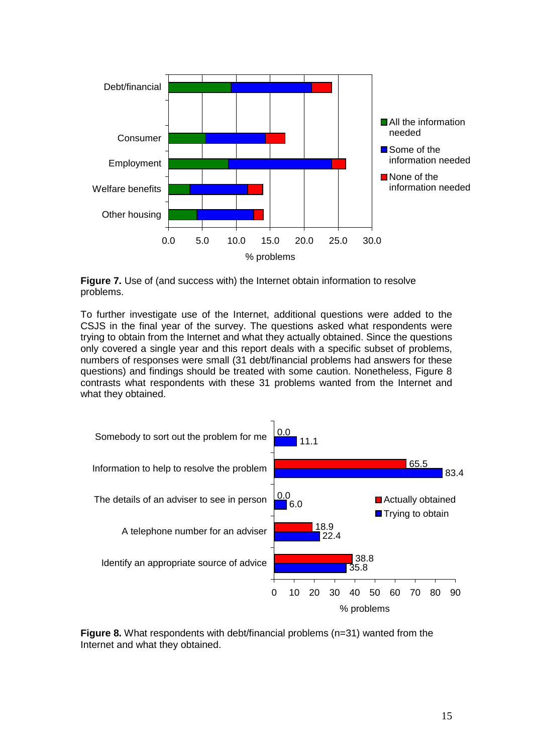**Figure 7.** Use of (and success with) the Internet obtain information to resolve problems.

To further investigate use of the Internet, additional questions were added to the CSJS in the final year of the survey. The questions asked what respondents were trying to obtain from the Internet and what they actually obtained. Since the questions only covered a single year and this report deals with a specific subset of problems, numbers of responses were small (31 debt/financial problems had answers for these questions) and findings should be treated with some caution. Nonetheless, Figure 8 contrasts what respondents with these 31 problems wanted from the Internet and what they obtained.

**Figure 8.** What respondents with debt/financial problems (n=31) wanted from the Internet and what they obtained.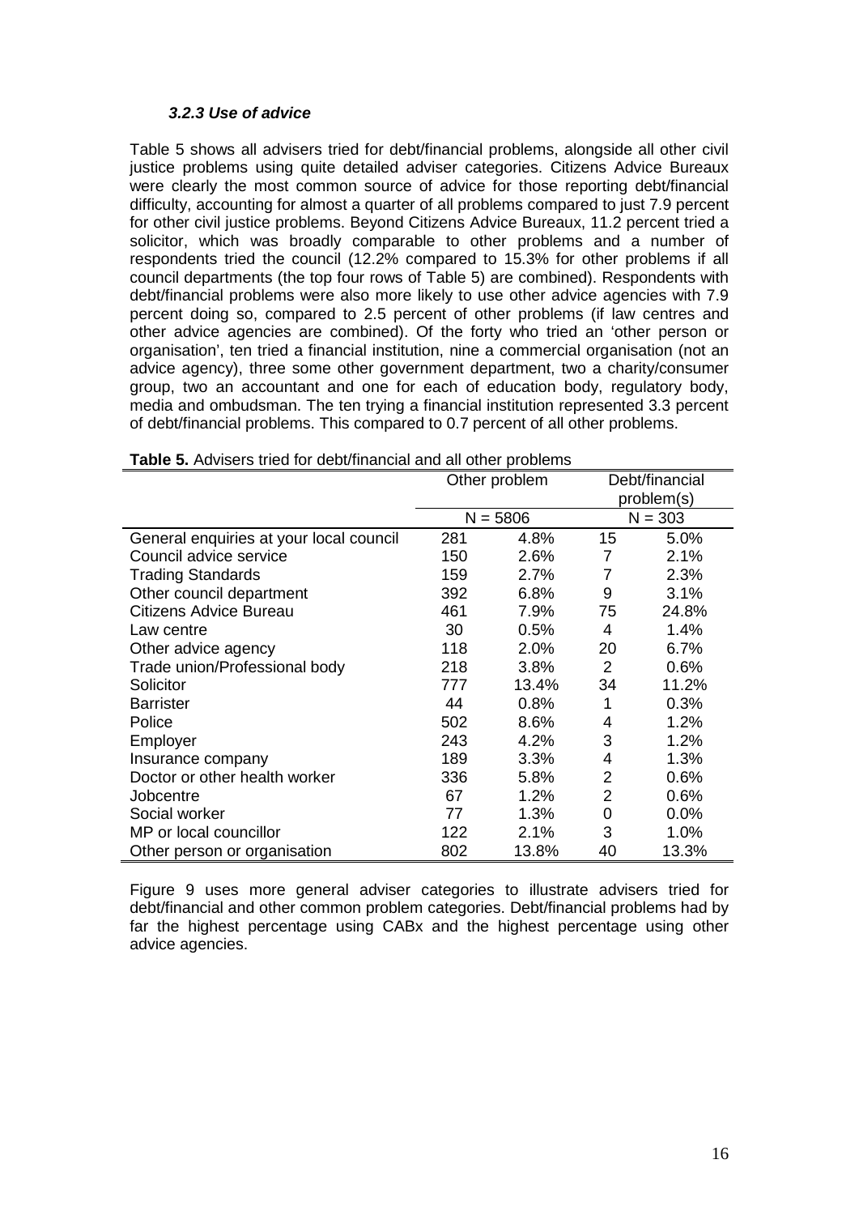#### *3.2.3 Use of advice*

Table 5 shows all advisers tried for debt/financial problems, alongside all other civil justice problems using quite detailed adviser categories. Citizens Advice Bureaux were clearly the most common source of advice for those reporting debt/financial difficulty, accounting for almost a quarter of all problems compared to just 7.9 percent for other civil justice problems. Beyond Citizens Advice Bureaux, 11.2 percent tried a solicitor, which was broadly comparable to other problems and a number of respondents tried the council (12.2% compared to 15.3% for other problems if all council departments (the top four rows of Table 5) are combined). Respondents with debt/financial problems were also more likely to use other advice agencies with 7.9 percent doing so, compared to 2.5 percent of other problems (if law centres and other advice agencies are combined). Of the forty who tried an 'other person or organisation', ten tried a financial institution, nine a commercial organisation (not an advice agency), three some other government department, two a charity/consumer group, two an accountant and one for each of education body, regulatory body, media and ombudsman. The ten trying a financial institution represented 3.3 percent of debt/financial problems. This compared to 0.7 percent of all other problems.

**Table 5.** Advisers tried for debt/financial and all other problems

| | Other problem | | Debt/financial problem(s) | |
|---|---|---|---|---|
| | N = 5806 | | N = 303 | |
| General enquiries at your local council | 281 | 4.8% | 15 | 5.0% |
| Council advice service | 150 | 2.6% | 7 | 2.1% |
| Trading Standards | 159 | 2.7% | 7 | 2.3% |
| Other council department | 392 | 6.8% | 9 | 3.1% |
| Citizens Advice Bureau | 461 | 7.9% | 75 | 24.8% |
| Law centre | 30 | 0.5% | 4 | 1.4% |
| Other advice agency | 118 | 2.0% | 20 | 6.7% |
| Trade union/Professional body | 218 | 3.8% | 2 | 0.6% |
| Solicitor | 777 | 13.4% | 34 | 11.2% |
| Barrister | 44 | 0.8% | 1 | 0.3% |
| Police | 502 | 8.6% | 4 | 1.2% |
| Employer | 243 | 4.2% | 3 | 1.2% |
| Insurance company | 189 | 3.3% | 4 | 1.3% |
| Doctor or other health worker | 336 | 5.8% | 2 | 0.6% |
| Jobcentre | 67 | 1.2% | 2 | 0.6% |
| Social worker | 77 | 1.3% | 0 | 0.0% |
| MP or local councillor | 122 | 2.1% | 3 | 1.0% |
| Other person or organisation | 802 | 13.8% | 40 | 13.3% |

Figure 9 uses more general adviser categories to illustrate advisers tried for debt/financial and other common problem categories. Debt/financial problems had by far the highest percentage using CABx and the highest percentage using other advice agencies.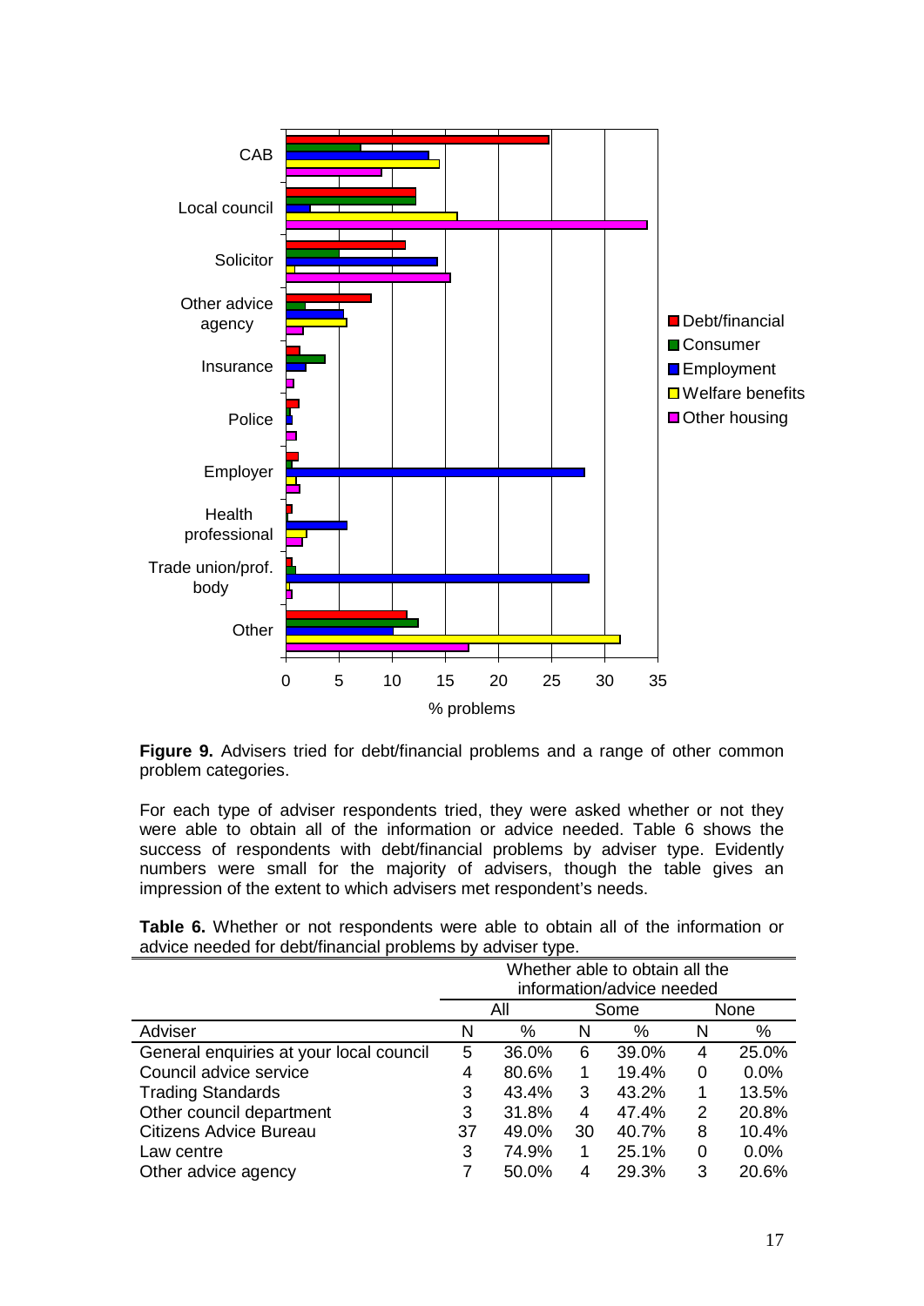**Figure 9.** Advisers tried for debt/financial problems and a range of other common problem categories.

For each type of adviser respondents tried, they were asked whether or not they were able to obtain all of the information or advice needed. Table 6 shows the success of respondents with debt/financial problems by adviser type. Evidently numbers were small for the majority of advisers, though the table gives an impression of the extent to which advisers met respondent's needs.

**Table 6.** Whether or not respondents were able to obtain all of the information or advice needed for debt/financial problems by adviser type.

| | Whether able to obtain all the information/advice needed | | | | | |
|---|---|---|---|---|---|---|
| | All | | Some | | None | |
| Adviser | N | % | N | % | N | % |
| General enquiries at your local council | 5 | 36.0% | 6 | 39.0% | 4 | 25.0% |
| Council advice service | 4 | 80.6% | 1 | 19.4% | 0 | 0.0% |
| Trading Standards | 3 | 43.4% | 3 | 43.2% | 1 | 13.5% |
| Other council department | 3 | 31.8% | 4 | 47.4% | 2 | 20.8% |
| Citizens Advice Bureau | 37 | 49.0% | 30 | 40.7% | 8 | 10.4% |
| Law centre | 3 | 74.9% | 1 | 25.1% | 0 | 0.0% |
| Other advice agency | 7 | 50.0% | 4 | 29.3% | 3 | 20.6% |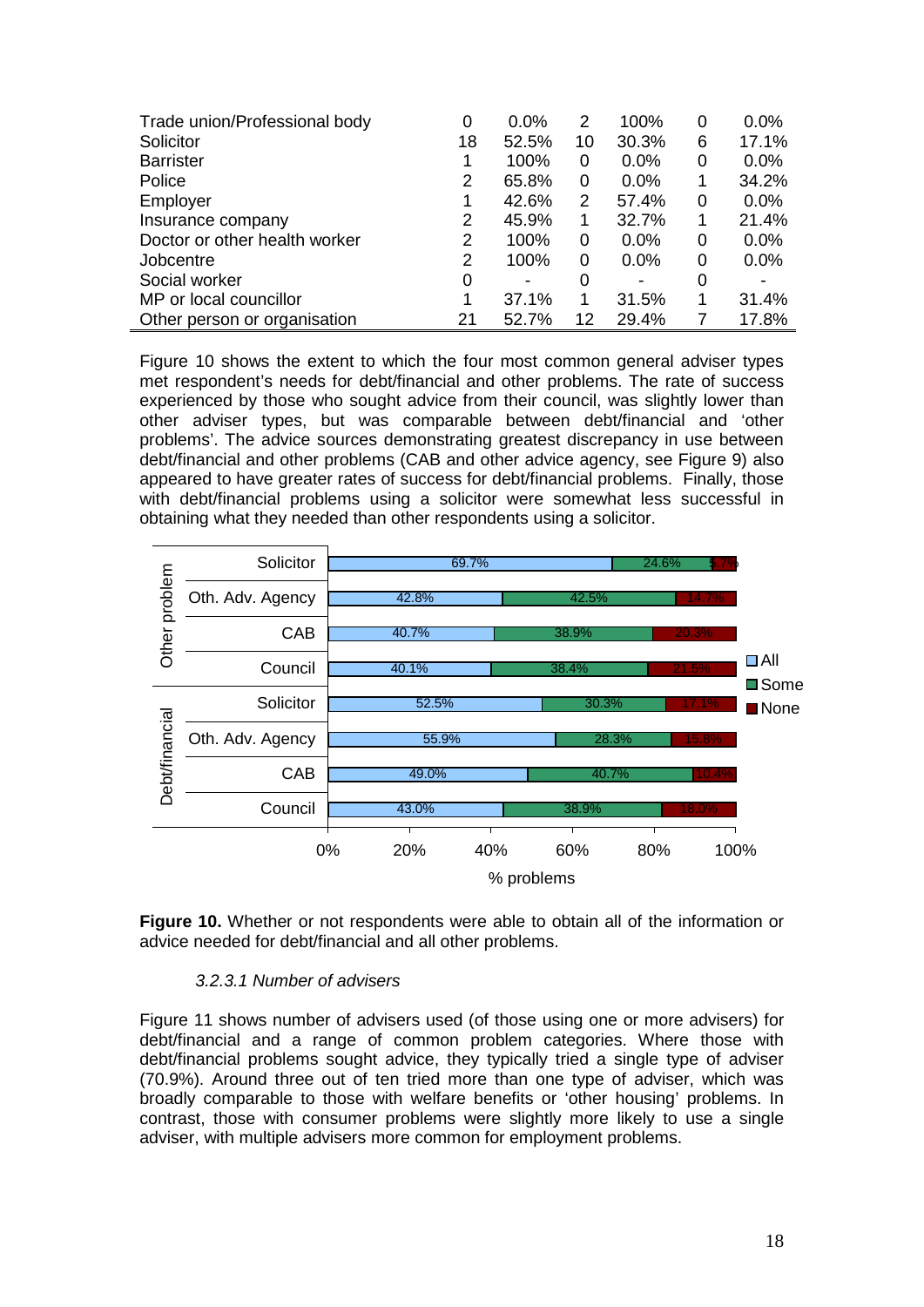| | | | | | | |
|---|---|---|---|---|---|---|
| Trade union/Professional body | 0 | 0.0% | 2 | 100% | 0 | 0.0% |
| Solicitor | 18 | 52.5% | 10 | 30.3% | 6 | 17.1% |
| Barrister | 1 | 100% | 0 | 0.0% | 0 | 0.0% |
| Police | 2 | 65.8% | 0 | 0.0% | 1 | 34.2% |
| Employer | 1 | 42.6% | 2 | 57.4% | 0 | 0.0% |
| Insurance company | 2 | 45.9% | 1 | 32.7% | 1 | 21.4% |
| Doctor or other health worker | 2 | 100% | 0 | 0.0% | 0 | 0.0% |
| Jobcentre | 2 | 100% | 0 | 0.0% | 0 | 0.0% |
| Social worker | 0 | - | 0 | - | 0 | - |
| MP or local councillor | 1 | 37.1% | 1 | 31.5% | 1 | 31.4% |
| Other person or organisation | 21 | 52.7% | 12 | 29.4% | 7 | 17.8% |

Figure 10 shows the extent to which the four most common general adviser types met respondent's needs for debt/financial and other problems. The rate of success experienced by those who sought advice from their council, was slightly lower than other adviser types, but was comparable between debt/financial and 'other problems'. The advice sources demonstrating greatest discrepancy in use between debt/financial and other problems (CAB and other advice agency, see Figure 9) also appeared to have greater rates of success for debt/financial problems. Finally, those with debt/financial problems using a solicitor were somewhat less successful in obtaining what they needed than other respondents using a solicitor.

| | | All | Some | None |
|---|---|---|---|---|
| Other problem | Solicitor | 69.7% | 24.6% | 5.7% |
| | Oth. Adv. Agency | 42.8% | 42.5% | 14.7% |
| | CAB | 40.7% | 38.9% | 20.3% |
| | Council | 40.1% | 38.4% | 21.5% |
| Debt/financial | Solicitor | 52.5% | 30.3% | 17.1% |
| | Oth. Adv. Agency | 55.9% | 28.3% | 15.8% |
| | CAB | 49.0% | 40.7% | 10.4% |
| | Council | 43.0% | 38.9% | 18.0% |

**Figure 10.** Whether or not respondents were able to obtain all of the information or advice needed for debt/financial and all other problems.

*3.2.3.1 Number of advisers*

Figure 11 shows number of advisers used (of those using one or more advisers) for debt/financial and a range of common problem categories. Where those with debt/financial problems sought advice, they typically tried a single type of adviser (70.9%). Around three out of ten tried more than one type of adviser, which was broadly comparable to those with welfare benefits or 'other housing' problems. In contrast, those with consumer problems were slightly more likely to use a single adviser, with multiple advisers more common for employment problems.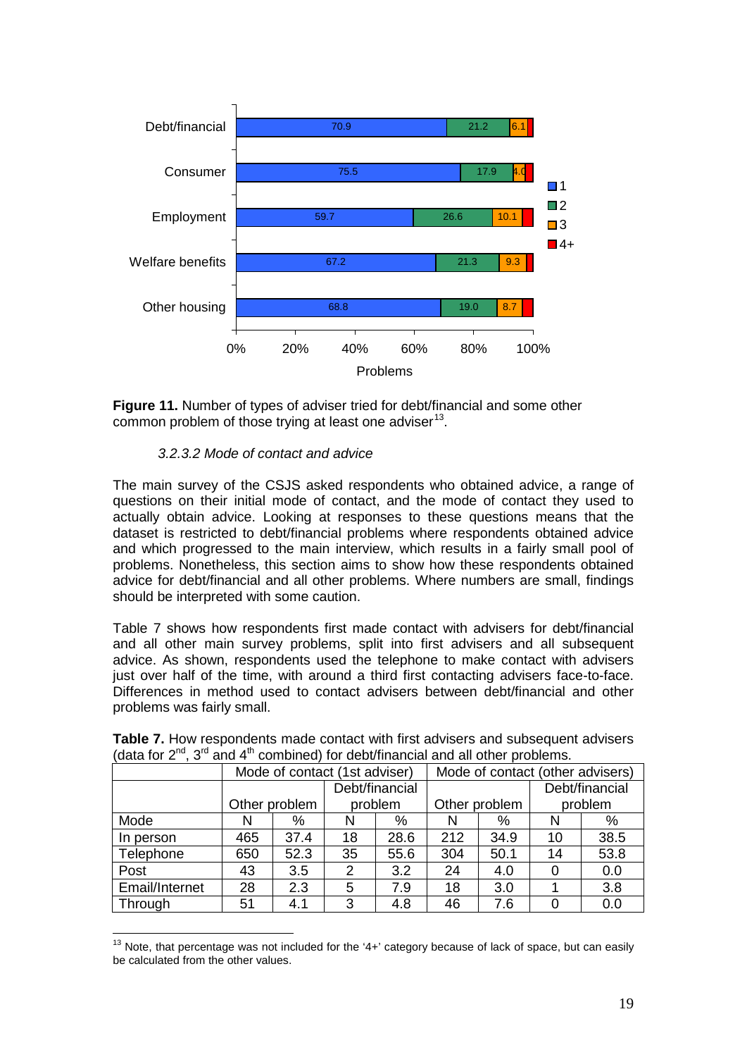Figure 11. chart data (Problems, %):

| Problem | 1 | 2 | 3 | 4+ |
|---|---|---|---|---|
| Debt/financial | 70.9 | 21.2 | 6.1 | |
| Consumer | 75.5 | 17.9 | 4.0 | |
| Employment | 59.7 | 26.6 | 10.1 | |
| Welfare benefits | 67.2 | 21.3 | 9.3 | |
| Other housing | 68.8 | 19.0 | 8.7 | |

**Figure 11.** Number of types of adviser tried for debt/financial and some other common problem of those trying at least one adviser[13].

*3.2.3.2 Mode of contact and advice*

The main survey of the CSJS asked respondents who obtained advice, a range of questions on their initial mode of contact, and the mode of contact they used to actually obtain advice. Looking at responses to these questions means that the dataset is restricted to debt/financial problems where respondents obtained advice and which progressed to the main interview, which results in a fairly small pool of problems. Nonetheless, this section aims to show how these respondents obtained advice for debt/financial and all other problems. Where numbers are small, findings should be interpreted with some caution.

Table 7 shows how respondents first made contact with advisers for debt/financial and all other main survey problems, split into first advisers and all subsequent advice. As shown, respondents used the telephone to make contact with advisers just over half of the time, with around a third first contacting advisers face-to-face. Differences in method used to contact advisers between debt/financial and other problems was fairly small.

**Table 7.** How respondents made contact with first advisers and subsequent advisers (data for 2nd, 3rd and 4th combined) for debt/financial and all other problems.

| | Mode of contact (1st adviser) | | | | Mode of contact (other advisers) | | | |
|---|---|---|---|---|---|---|---|---|
| | Other problem | | Debt/financial problem | | Other problem | | Debt/financial problem | |
| Mode | N | % | N | % | N | % | N | % |
| In person | 465 | 37.4 | 18 | 28.6 | 212 | 34.9 | 10 | 38.5 |
| Telephone | 650 | 52.3 | 35 | 55.6 | 304 | 50.1 | 14 | 53.8 |
| Post | 43 | 3.5 | 2 | 3.2 | 24 | 4.0 | 0 | 0.0 |
| Email/Internet | 28 | 2.3 | 5 | 7.9 | 18 | 3.0 | 1 | 3.8 |
| Through | 51 | 4.1 | 3 | 4.8 | 46 | 7.6 | 0 | 0.0 |

[13] Note, that percentage was not included for the '4+' category because of lack of space, but can easily be calculated from the other values.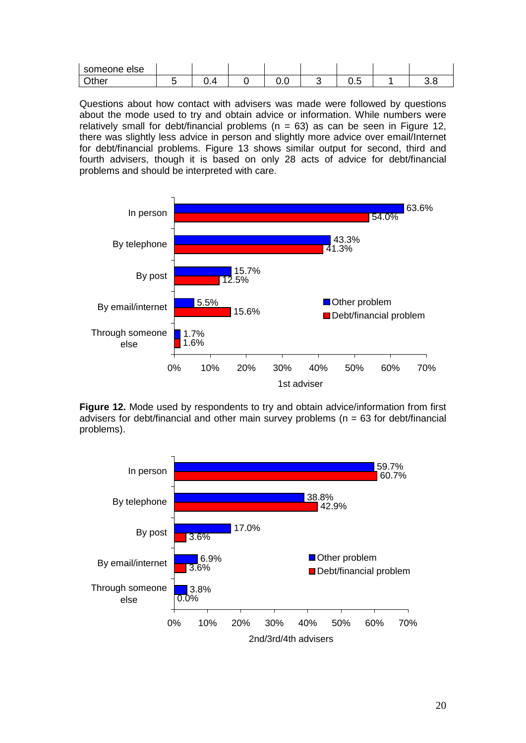| someone else | | | | | | | | |
|---|---|---|---|---|---|---|---|---|
| Other | 5 | 0.4 | 0 | 0.0 | 3 | 0.5 | 1 | 3.8 |

Questions about how contact with advisers was made were followed by questions about the mode used to try and obtain advice or information. While numbers were relatively small for debt/financial problems (n = 63) as can be seen in Figure 12, there was slightly less advice in person and slightly more advice over email/Internet for debt/financial problems. Figure 13 shows similar output for second, third and fourth advisers, though it is based on only 28 acts of advice for debt/financial problems and should be interpreted with care.

| 1st adviser | Other problem | Debt/financial problem |
|---|---|---|
| In person | 63.6% | 54.0% |
| By telephone | 43.3% | 41.3% |
| By post | 15.7% | 12.5% |
| By email/internet | 5.5% | 15.6% |
| Through someone else | 1.7% | 1.6% |

**Figure 12.** Mode used by respondents to try and obtain advice/information from first advisers for debt/financial and other main survey problems (n = 63 for debt/financial problems).

| 2nd/3rd/4th advisers | Other problem | Debt/financial problem |
|---|---|---|
| In person | 59.7% | 60.7% |
| By telephone | 38.8% | 42.9% |
| By post | 17.0% | 3.6% |
| By email/internet | 6.9% | 3.6% |
| Through someone else | 3.8% | 0.0% |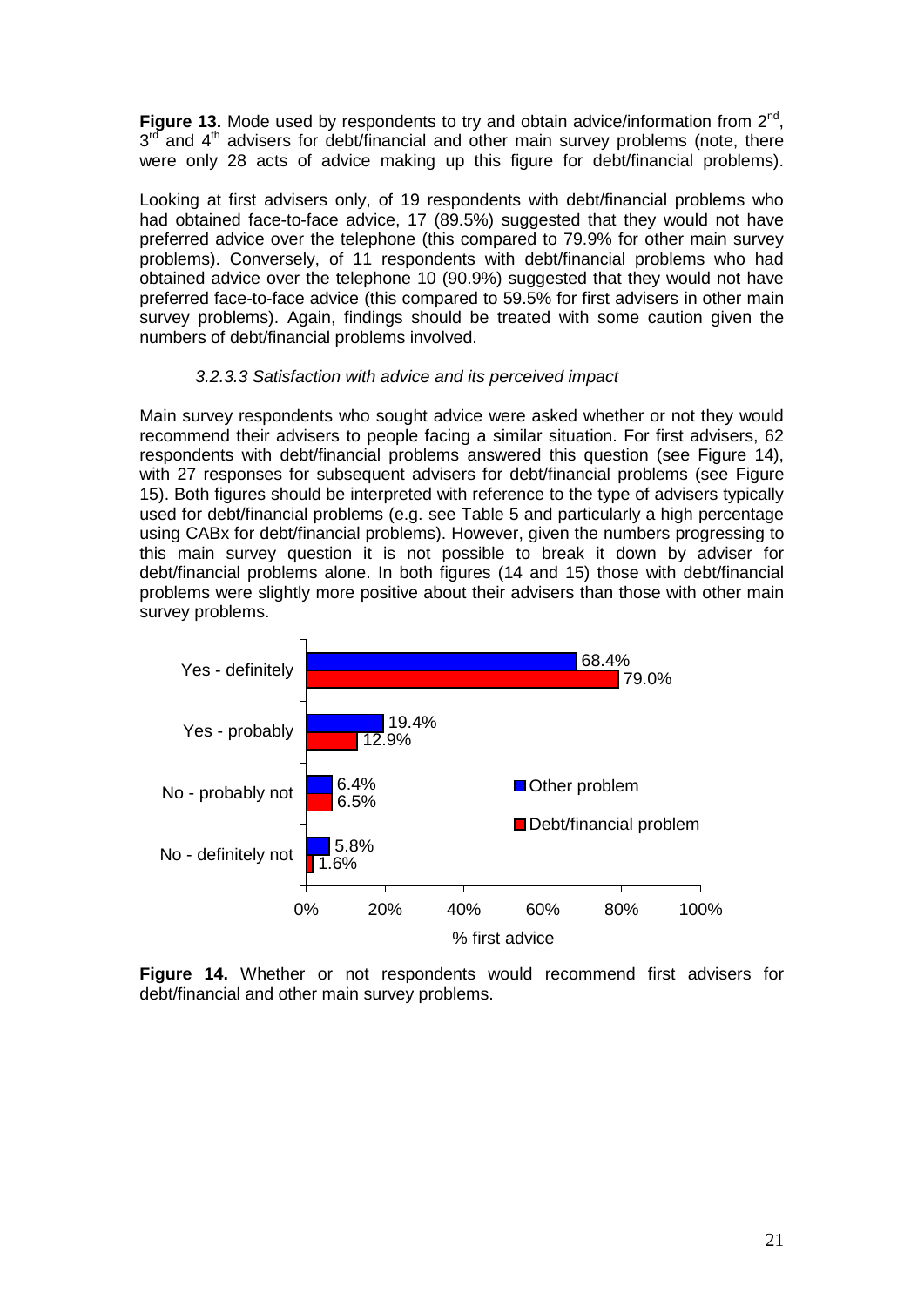**Figure 13.** Mode used by respondents to try and obtain advice/information from 2nd, 3rd and 4th advisers for debt/financial and other main survey problems (note, there were only 28 acts of advice making up this figure for debt/financial problems).

Looking at first advisers only, of 19 respondents with debt/financial problems who had obtained face-to-face advice, 17 (89.5%) suggested that they would not have preferred advice over the telephone (this compared to 79.9% for other main survey problems). Conversely, of 11 respondents with debt/financial problems who had obtained advice over the telephone 10 (90.9%) suggested that they would not have preferred face-to-face advice (this compared to 59.5% for first advisers in other main survey problems). Again, findings should be treated with some caution given the numbers of debt/financial problems involved.

#### *3.2.3.3 Satisfaction with advice and its perceived impact*

Main survey respondents who sought advice were asked whether or not they would recommend their advisers to people facing a similar situation. For first advisers, 62 respondents with debt/financial problems answered this question (see Figure 14), with 27 responses for subsequent advisers for debt/financial problems (see Figure 15). Both figures should be interpreted with reference to the type of advisers typically used for debt/financial problems (e.g. see Table 5 and particularly a high percentage using CABx for debt/financial problems). However, given the numbers progressing to this main survey question it is not possible to break it down by adviser for debt/financial problems alone. In both figures (14 and 15) those with debt/financial problems were slightly more positive about their advisers than those with other main survey problems.

| % first advice | Other problem | Debt/financial problem |
|---|---|---|
| Yes - definitely | 68.4% | 79.0% |
| Yes - probably | 19.4% | 12.9% |
| No - probably not | 6.4% | 6.5% |
| No - definitely not | 5.8% | 1.6% |

**Figure 14.** Whether or not respondents would recommend first advisers for debt/financial and other main survey problems.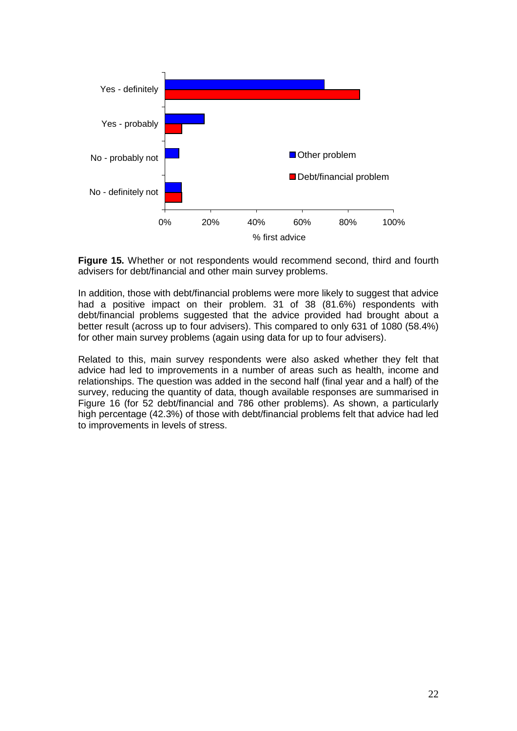**Figure 15.** Whether or not respondents would recommend second, third and fourth advisers for debt/financial and other main survey problems.

In addition, those with debt/financial problems were more likely to suggest that advice had a positive impact on their problem. 31 of 38 (81.6%) respondents with debt/financial problems suggested that the advice provided had brought about a better result (across up to four advisers). This compared to only 631 of 1080 (58.4%) for other main survey problems (again using data for up to four advisers).

Related to this, main survey respondents were also asked whether they felt that advice had led to improvements in a number of areas such as health, income and relationships. The question was added in the second half (final year and a half) of the survey, reducing the quantity of data, though available responses are summarised in Figure 16 (for 52 debt/financial and 786 other problems). As shown, a particularly high percentage (42.3%) of those with debt/financial problems felt that advice had led to improvements in levels of stress.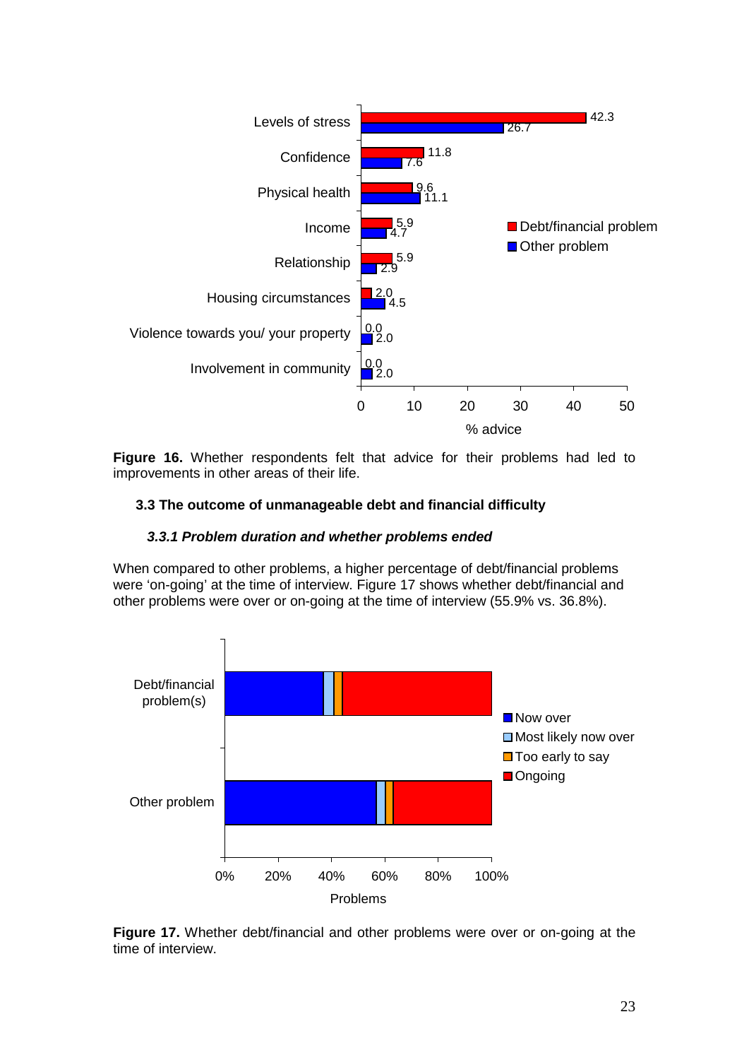**Figure 16.** Whether respondents felt that advice for their problems had led to improvements in other areas of their life.

### 3.3 The outcome of unmanageable debt and financial difficulty

#### *3.3.1 Problem duration and whether problems ended*

When compared to other problems, a higher percentage of debt/financial problems were 'on-going' at the time of interview. Figure 17 shows whether debt/financial and other problems were over or on-going at the time of interview (55.9% vs. 36.8%).

**Figure 17.** Whether debt/financial and other problems were over or on-going at the time of interview.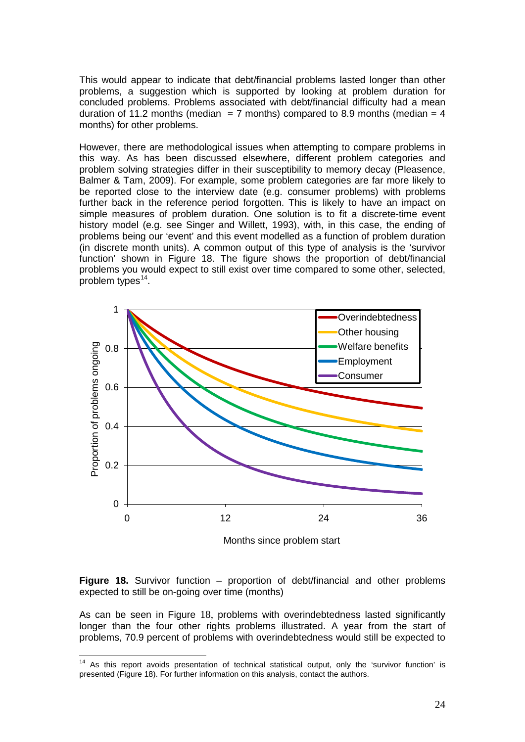This would appear to indicate that debt/financial problems lasted longer than other problems, a suggestion which is supported by looking at problem duration for concluded problems. Problems associated with debt/financial difficulty had a mean duration of 11.2 months (median = 7 months) compared to 8.9 months (median = 4 months) for other problems.

However, there are methodological issues when attempting to compare problems in this way. As has been discussed elsewhere, different problem categories and problem solving strategies differ in their susceptibility to memory decay (Pleasence, Balmer & Tam, 2009). For example, some problem categories are far more likely to be reported close to the interview date (e.g. consumer problems) with problems further back in the reference period forgotten. This is likely to have an impact on simple measures of problem duration. One solution is to fit a discrete-time event history model (e.g. see Singer and Willett, 1993), with, in this case, the ending of problems being our 'event' and this event modelled as a function of problem duration (in discrete month units). A common output of this type of analysis is the 'survivor function' shown in Figure 18. The figure shows the proportion of debt/financial problems you would expect to still exist over time compared to some other, selected, problem types[14].

**Figure 18.** Survivor function – proportion of debt/financial and other problems expected to still be on-going over time (months)

As can be seen in Figure 18, problems with overindebtedness lasted significantly longer than the four other rights problems illustrated. A year from the start of problems, 70.9 percent of problems with overindebtedness would still be expected to

[14] As this report avoids presentation of technical statistical output, only the 'survivor function' is presented (Figure 18). For further information on this analysis, contact the authors.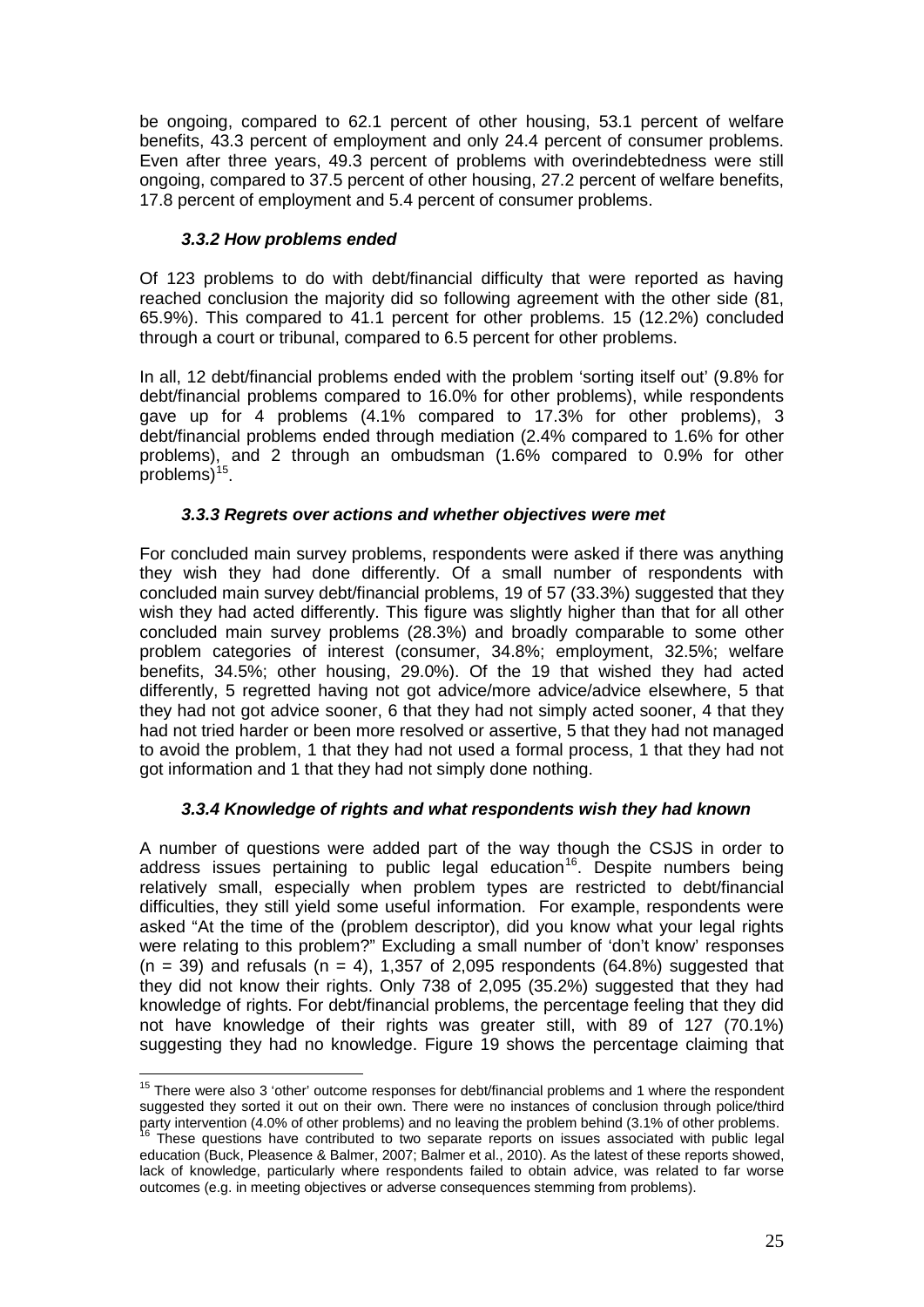be ongoing, compared to 62.1 percent of other housing, 53.1 percent of welfare benefits, 43.3 percent of employment and only 24.4 percent of consumer problems. Even after three years, 49.3 percent of problems with overindebtedness were still ongoing, compared to 37.5 percent of other housing, 27.2 percent of welfare benefits, 17.8 percent of employment and 5.4 percent of consumer problems.

### *3.3.2 How problems ended*

Of 123 problems to do with debt/financial difficulty that were reported as having reached conclusion the majority did so following agreement with the other side (81, 65.9%). This compared to 41.1 percent for other problems. 15 (12.2%) concluded through a court or tribunal, compared to 6.5 percent for other problems.

In all, 12 debt/financial problems ended with the problem 'sorting itself out' (9.8% for debt/financial problems compared to 16.0% for other problems), while respondents gave up for 4 problems (4.1% compared to 17.3% for other problems), 3 debt/financial problems ended through mediation (2.4% compared to 1.6% for other problems), and 2 through an ombudsman (1.6% compared to 0.9% for other problems)[15].

### *3.3.3 Regrets over actions and whether objectives were met*

For concluded main survey problems, respondents were asked if there was anything they wish they had done differently. Of a small number of respondents with concluded main survey debt/financial problems, 19 of 57 (33.3%) suggested that they wish they had acted differently. This figure was slightly higher than that for all other concluded main survey problems (28.3%) and broadly comparable to some other problem categories of interest (consumer, 34.8%; employment, 32.5%; welfare benefits, 34.5%; other housing, 29.0%). Of the 19 that wished they had acted differently, 5 regretted having not got advice/more advice/advice elsewhere, 5 that they had not got advice sooner, 6 that they had not simply acted sooner, 4 that they had not tried harder or been more resolved or assertive, 5 that they had not managed to avoid the problem, 1 that they had not used a formal process, 1 that they had not got information and 1 that they had not simply done nothing.

### *3.3.4 Knowledge of rights and what respondents wish they had known*

A number of questions were added part of the way though the CSJS in order to address issues pertaining to public legal education[16]. Despite numbers being relatively small, especially when problem types are restricted to debt/financial difficulties, they still yield some useful information. For example, respondents were asked "At the time of the (problem descriptor), did you know what your legal rights were relating to this problem?" Excluding a small number of 'don't know' responses ($n = 39$) and refusals ($n = 4$), 1,357 of 2,095 respondents (64.8%) suggested that they did not know their rights. Only 738 of 2,095 (35.2%) suggested that they had knowledge of rights. For debt/financial problems, the percentage feeling that they did not have knowledge of their rights was greater still, with 89 of 127 (70.1%) suggesting they had no knowledge. Figure 19 shows the percentage claiming that

---

[15] There were also 3 'other' outcome responses for debt/financial problems and 1 where the respondent suggested they sorted it out on their own. There were no instances of conclusion through police/third party intervention (4.0% of other problems) and no leaving the problem behind (3.1% of other problems.

[16] These questions have contributed to two separate reports on issues associated with public legal education (Buck, Pleasence & Balmer, 2007; Balmer et al., 2010). As the latest of these reports showed, lack of knowledge, particularly where respondents failed to obtain advice, was related to far worse outcomes (e.g. in meeting objectives or adverse consequences stemming from problems).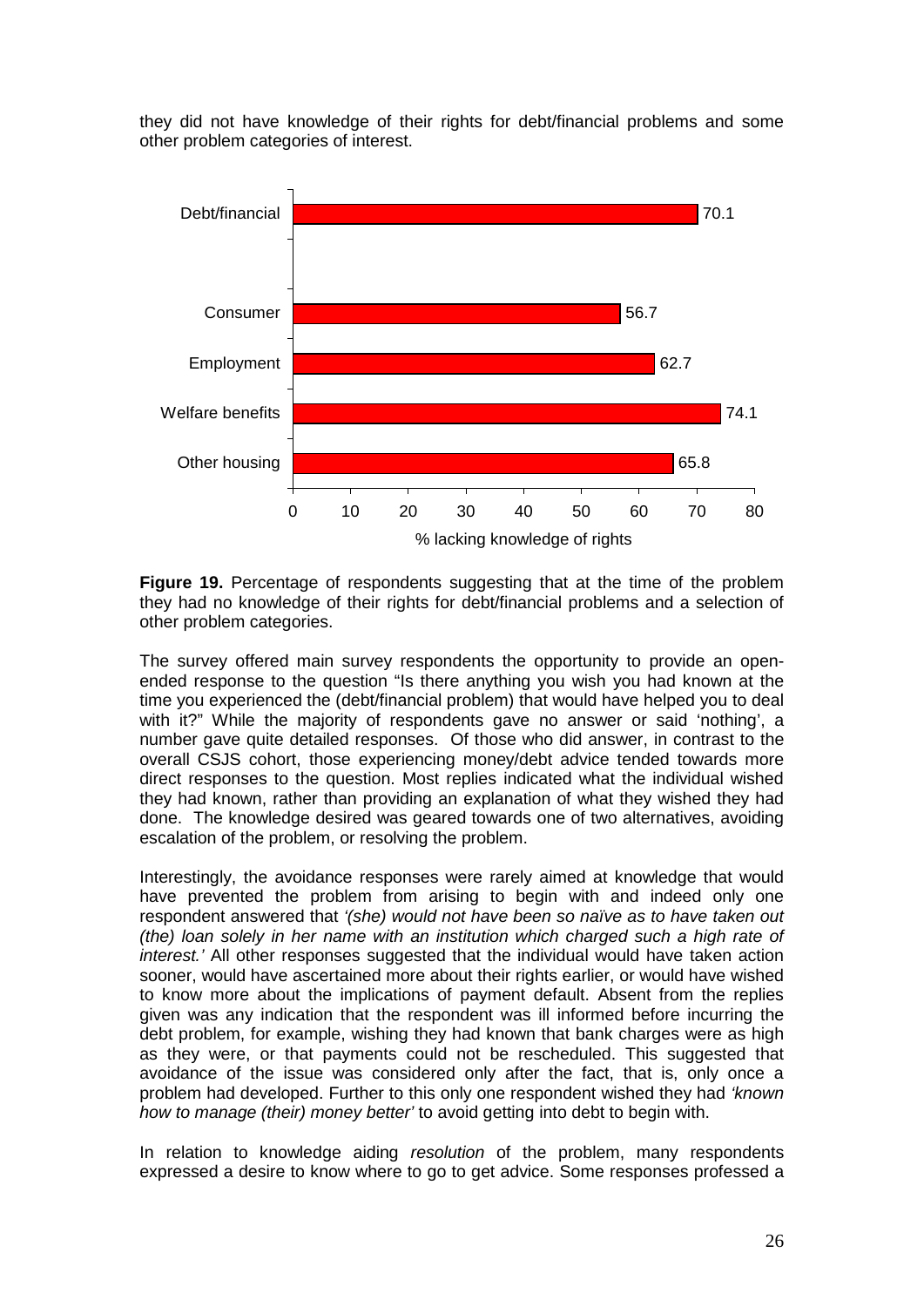they did not have knowledge of their rights for debt/financial problems and some other problem categories of interest.

| Problem category | % lacking knowledge of rights |
| --- | --- |
| Debt/financial | 70.1 |
| Consumer | 56.7 |
| Employment | 62.7 |
| Welfare benefits | 74.1 |
| Other housing | 65.8 |

**Figure 19.** Percentage of respondents suggesting that at the time of the problem they had no knowledge of their rights for debt/financial problems and a selection of other problem categories.

The survey offered main survey respondents the opportunity to provide an open-ended response to the question "Is there anything you wish you had known at the time you experienced the (debt/financial problem) that would have helped you to deal with it?" While the majority of respondents gave no answer or said 'nothing', a number gave quite detailed responses. Of those who did answer, in contrast to the overall CSJS cohort, those experiencing money/debt advice tended towards more direct responses to the question. Most replies indicated what the individual wished they had known, rather than providing an explanation of what they wished they had done. The knowledge desired was geared towards one of two alternatives, avoiding escalation of the problem, or resolving the problem.

Interestingly, the avoidance responses were rarely aimed at knowledge that would have prevented the problem from arising to begin with and indeed only one respondent answered that *'(she) would not have been so naïve as to have taken out (the) loan solely in her name with an institution which charged such a high rate of interest.'* All other responses suggested that the individual would have taken action sooner, would have ascertained more about their rights earlier, or would have wished to know more about the implications of payment default. Absent from the replies given was any indication that the respondent was ill informed before incurring the debt problem, for example, wishing they had known that bank charges were as high as they were, or that payments could not be rescheduled. This suggested that avoidance of the issue was considered only after the fact, that is, only once a problem had developed. Further to this only one respondent wished they had *'known how to manage (their) money better'* to avoid getting into debt to begin with.

In relation to knowledge aiding *resolution* of the problem, many respondents expressed a desire to know where to go to get advice. Some responses professed a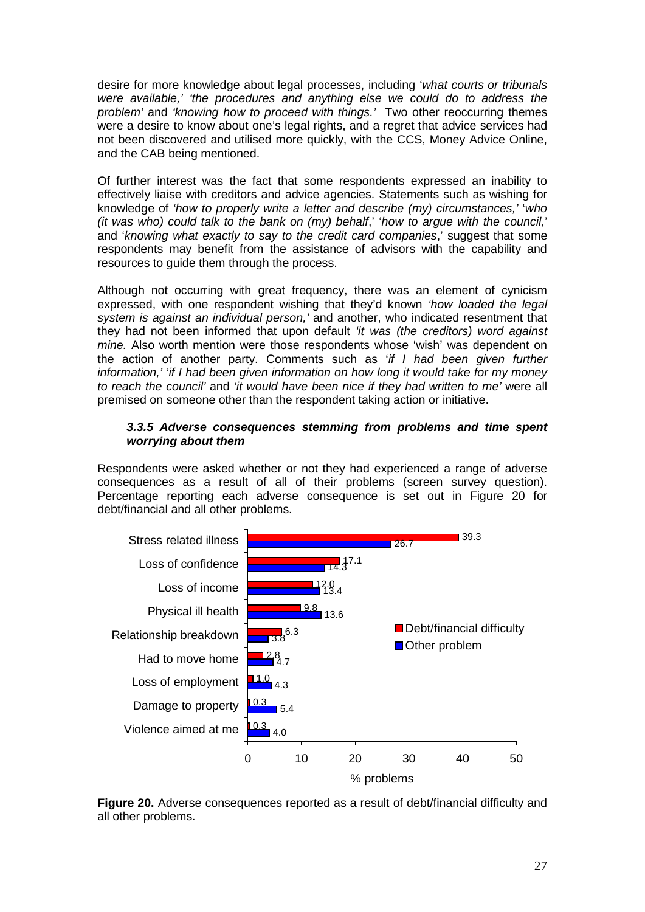desire for more knowledge about legal processes, including '*what courts or tribunals were available,' 'the procedures and anything else we could do to address the problem'* and *'knowing how to proceed with things.'* Two other reoccurring themes were a desire to know about one's legal rights, and a regret that advice services had not been discovered and utilised more quickly, with the CCS, Money Advice Online, and the CAB being mentioned.

Of further interest was the fact that some respondents expressed an inability to effectively liaise with creditors and advice agencies. Statements such as wishing for knowledge of *'how to properly write a letter and describe (my) circumstances,'* '*who (it was who) could talk to the bank on (my) behalf*,' '*how to argue with the council*,' and '*knowing what exactly to say to the credit card companies*,' suggest that some respondents may benefit from the assistance of advisors with the capability and resources to guide them through the process.

Although not occurring with great frequency, there was an element of cynicism expressed, with one respondent wishing that they'd known *'how loaded the legal system is against an individual person,'* and another, who indicated resentment that they had not been informed that upon default *'it was (the creditors) word against mine.'* Also worth mention were those respondents whose 'wish' was dependent on the action of another party. Comments such as '*if I had been given further information,'* '*if I had been given information on how long it would take for my money to reach the council'* and *'it would have been nice if they had written to me'* were all premised on someone other than the respondent taking action or initiative.

#### *3.3.5 Adverse consequences stemming from problems and time spent worrying about them*

Respondents were asked whether or not they had experienced a range of adverse consequences as a result of all of their problems (screen survey question). Percentage reporting each adverse consequence is set out in Figure 20 for debt/financial and all other problems.

| Adverse consequence | Debt/financial difficulty (% problems) | Other problem (% problems) |
|---|---|---|
| Stress related illness | 39.3 | 26.7 |
| Loss of confidence | 17.1 | 14.3 |
| Loss of income | 12.0 | 13.4 |
| Physical ill health | 9.8 | 13.6 |
| Relationship breakdown | 6.3 | 3.8 |
| Had to move home | 2.8 | 4.7 |
| Loss of employment | 1.0 | 4.3 |
| Damage to property | 0.3 | 5.4 |
| Violence aimed at me | 0.3 | 4.0 |

**Figure 20.** Adverse consequences reported as a result of debt/financial difficulty and all other problems.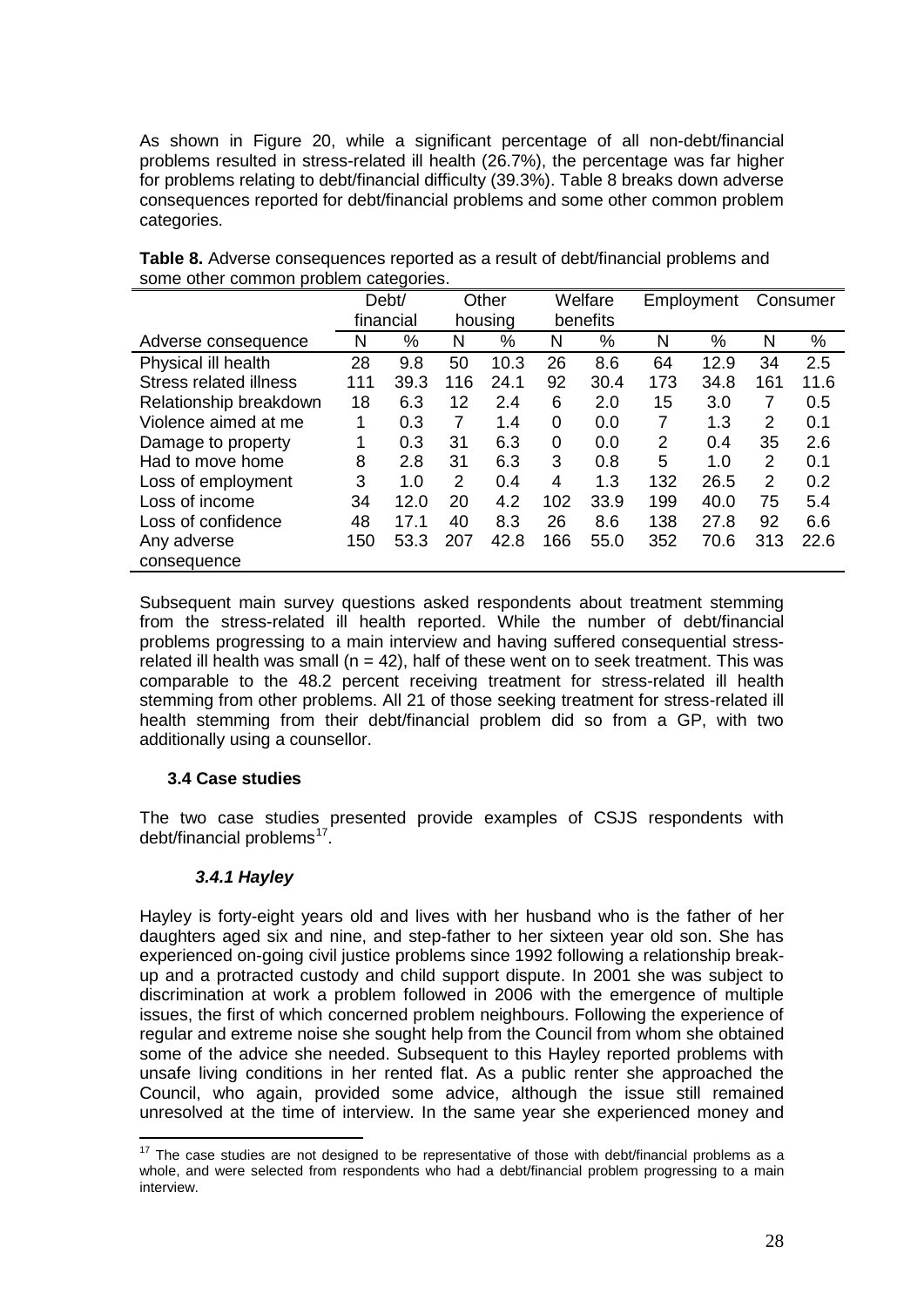As shown in Figure 20, while a significant percentage of all non-debt/financial problems resulted in stress-related ill health (26.7%), the percentage was far higher for problems relating to debt/financial difficulty (39.3%). Table 8 breaks down adverse consequences reported for debt/financial problems and some other common problem categories.

**Table 8.** Adverse consequences reported as a result of debt/financial problems and some other common problem categories.

| | Debt/ financial | | Other housing | | Welfare benefits | | Employment | | Consumer | |
|---|---|---|---|---|---|---|---|---|---|---|
| Adverse consequence | N | % | N | % | N | % | N | % | N | % |
| Physical ill health | 28 | 9.8 | 50 | 10.3 | 26 | 8.6 | 64 | 12.9 | 34 | 2.5 |
| Stress related illness | 111 | 39.3 | 116 | 24.1 | 92 | 30.4 | 173 | 34.8 | 161 | 11.6 |
| Relationship breakdown | 18 | 6.3 | 12 | 2.4 | 6 | 2.0 | 15 | 3.0 | 7 | 0.5 |
| Violence aimed at me | 1 | 0.3 | 7 | 1.4 | 0 | 0.0 | 7 | 1.3 | 2 | 0.1 |
| Damage to property | 1 | 0.3 | 31 | 6.3 | 0 | 0.0 | 2 | 0.4 | 35 | 2.6 |
| Had to move home | 8 | 2.8 | 31 | 6.3 | 3 | 0.8 | 5 | 1.0 | 2 | 0.1 |
| Loss of employment | 3 | 1.0 | 2 | 0.4 | 4 | 1.3 | 132 | 26.5 | 2 | 0.2 |
| Loss of income | 34 | 12.0 | 20 | 4.2 | 102 | 33.9 | 199 | 40.0 | 75 | 5.4 |
| Loss of confidence | 48 | 17.1 | 40 | 8.3 | 26 | 8.6 | 138 | 27.8 | 92 | 6.6 |
| Any adverse consequence | 150 | 53.3 | 207 | 42.8 | 166 | 55.0 | 352 | 70.6 | 313 | 22.6 |

Subsequent main survey questions asked respondents about treatment stemming from the stress-related ill health reported. While the number of debt/financial problems progressing to a main interview and having suffered consequential stress-related ill health was small ($n = 42$), half of these went on to seek treatment. This was comparable to the 48.2 percent receiving treatment for stress-related ill health stemming from other problems. All 21 of those seeking treatment for stress-related ill health stemming from their debt/financial problem did so from a GP, with two additionally using a counsellor.

### 3.4 Case studies

The two case studies presented provide examples of CSJS respondents with debt/financial problems[17].

#### *3.4.1 Hayley*

Hayley is forty-eight years old and lives with her husband who is the father of her daughters aged six and nine, and step-father to her sixteen year old son. She has experienced on-going civil justice problems since 1992 following a relationship break-up and a protracted custody and child support dispute. In 2001 she was subject to discrimination at work a problem followed in 2006 with the emergence of multiple issues, the first of which concerned problem neighbours. Following the experience of regular and extreme noise she sought help from the Council from whom she obtained some of the advice she needed. Subsequent to this Hayley reported problems with unsafe living conditions in her rented flat. As a public renter she approached the Council, who again, provided some advice, although the issue still remained unresolved at the time of interview. In the same year she experienced money and

[17] The case studies are not designed to be representative of those with debt/financial problems as a whole, and were selected from respondents who had a debt/financial problem progressing to a main interview.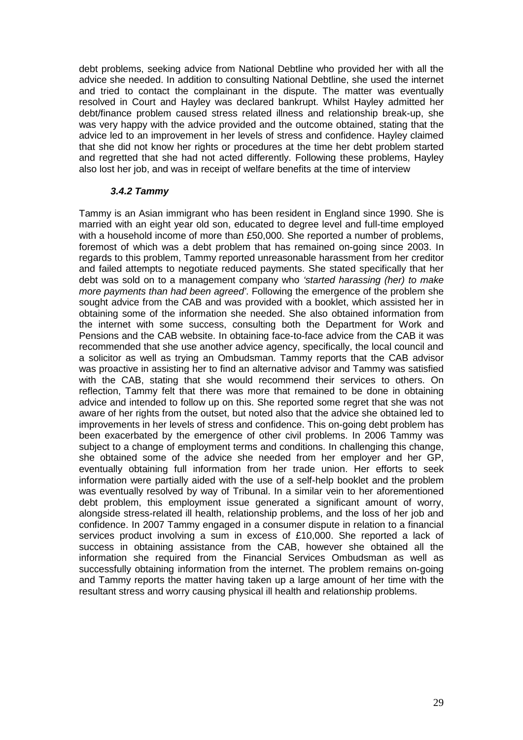debt problems, seeking advice from National Debtline who provided her with all the advice she needed. In addition to consulting National Debtline, she used the internet and tried to contact the complainant in the dispute. The matter was eventually resolved in Court and Hayley was declared bankrupt. Whilst Hayley admitted her debt/finance problem caused stress related illness and relationship break-up, she was very happy with the advice provided and the outcome obtained, stating that the advice led to an improvement in her levels of stress and confidence. Hayley claimed that she did not know her rights or procedures at the time her debt problem started and regretted that she had not acted differently. Following these problems, Hayley also lost her job, and was in receipt of welfare benefits at the time of interview

#### *3.4.2 Tammy*

Tammy is an Asian immigrant who has been resident in England since 1990. She is married with an eight year old son, educated to degree level and full-time employed with a household income of more than £50,000. She reported a number of problems, foremost of which was a debt problem that has remained on-going since 2003. In regards to this problem, Tammy reported unreasonable harassment from her creditor and failed attempts to negotiate reduced payments. She stated specifically that her debt was sold on to a management company who *'started harassing (her) to make more payments than had been agreed'*. Following the emergence of the problem she sought advice from the CAB and was provided with a booklet, which assisted her in obtaining some of the information she needed. She also obtained information from the internet with some success, consulting both the Department for Work and Pensions and the CAB website. In obtaining face-to-face advice from the CAB it was recommended that she use another advice agency, specifically, the local council and a solicitor as well as trying an Ombudsman. Tammy reports that the CAB advisor was proactive in assisting her to find an alternative advisor and Tammy was satisfied with the CAB, stating that she would recommend their services to others. On reflection, Tammy felt that there was more that remained to be done in obtaining advice and intended to follow up on this. She reported some regret that she was not aware of her rights from the outset, but noted also that the advice she obtained led to improvements in her levels of stress and confidence. This on-going debt problem has been exacerbated by the emergence of other civil problems. In 2006 Tammy was subject to a change of employment terms and conditions. In challenging this change, she obtained some of the advice she needed from her employer and her GP, eventually obtaining full information from her trade union. Her efforts to seek information were partially aided with the use of a self-help booklet and the problem was eventually resolved by way of Tribunal. In a similar vein to her aforementioned debt problem, this employment issue generated a significant amount of worry, alongside stress-related ill health, relationship problems, and the loss of her job and confidence. In 2007 Tammy engaged in a consumer dispute in relation to a financial services product involving a sum in excess of £10,000. She reported a lack of success in obtaining assistance from the CAB, however she obtained all the information she required from the Financial Services Ombudsman as well as successfully obtaining information from the internet. The problem remains on-going and Tammy reports the matter having taken up a large amount of her time with the resultant stress and worry causing physical ill health and relationship problems.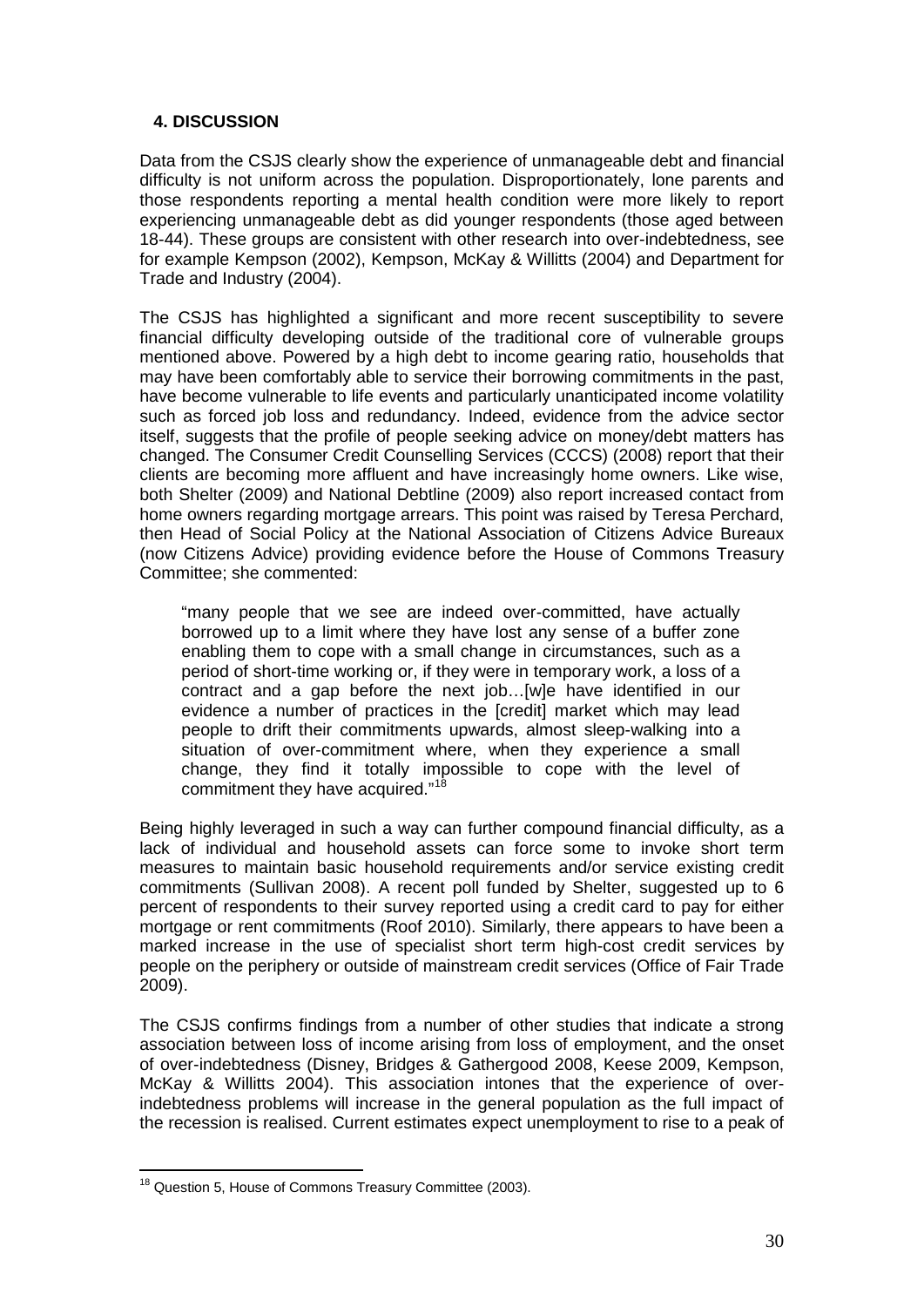## 4. DISCUSSION

Data from the CSJS clearly show the experience of unmanageable debt and financial difficulty is not uniform across the population. Disproportionately, lone parents and those respondents reporting a mental health condition were more likely to report experiencing unmanageable debt as did younger respondents (those aged between 18-44). These groups are consistent with other research into over-indebtedness, see for example Kempson (2002), Kempson, McKay & Willitts (2004) and Department for Trade and Industry (2004).

The CSJS has highlighted a significant and more recent susceptibility to severe financial difficulty developing outside of the traditional core of vulnerable groups mentioned above. Powered by a high debt to income gearing ratio, households that may have been comfortably able to service their borrowing commitments in the past, have become vulnerable to life events and particularly unanticipated income volatility such as forced job loss and redundancy. Indeed, evidence from the advice sector itself, suggests that the profile of people seeking advice on money/debt matters has changed. The Consumer Credit Counselling Services (CCCS) (2008) report that their clients are becoming more affluent and have increasingly home owners. Like wise, both Shelter (2009) and National Debtline (2009) also report increased contact from home owners regarding mortgage arrears. This point was raised by Teresa Perchard, then Head of Social Policy at the National Association of Citizens Advice Bureaux (now Citizens Advice) providing evidence before the House of Commons Treasury Committee; she commented:

> "many people that we see are indeed over-committed, have actually borrowed up to a limit where they have lost any sense of a buffer zone enabling them to cope with a small change in circumstances, such as a period of short-time working or, if they were in temporary work, a loss of a contract and a gap before the next job…[w]e have identified in our evidence a number of practices in the [credit] market which may lead people to drift their commitments upwards, almost sleep-walking into a situation of over-commitment where, when they experience a small change, they find it totally impossible to cope with the level of commitment they have acquired."[18]

Being highly leveraged in such a way can further compound financial difficulty, as a lack of individual and household assets can force some to invoke short term measures to maintain basic household requirements and/or service existing credit commitments (Sullivan 2008). A recent poll funded by Shelter, suggested up to 6 percent of respondents to their survey reported using a credit card to pay for either mortgage or rent commitments (Roof 2010). Similarly, there appears to have been a marked increase in the use of specialist short term high-cost credit services by people on the periphery or outside of mainstream credit services (Office of Fair Trade 2009).

The CSJS confirms findings from a number of other studies that indicate a strong association between loss of income arising from loss of employment, and the onset of over-indebtedness (Disney, Bridges & Gathergood 2008, Keese 2009, Kempson, McKay & Willitts 2004). This association intones that the experience of over-indebtedness problems will increase in the general population as the full impact of the recession is realised. Current estimates expect unemployment to rise to a peak of

[18] Question 5, House of Commons Treasury Committee (2003).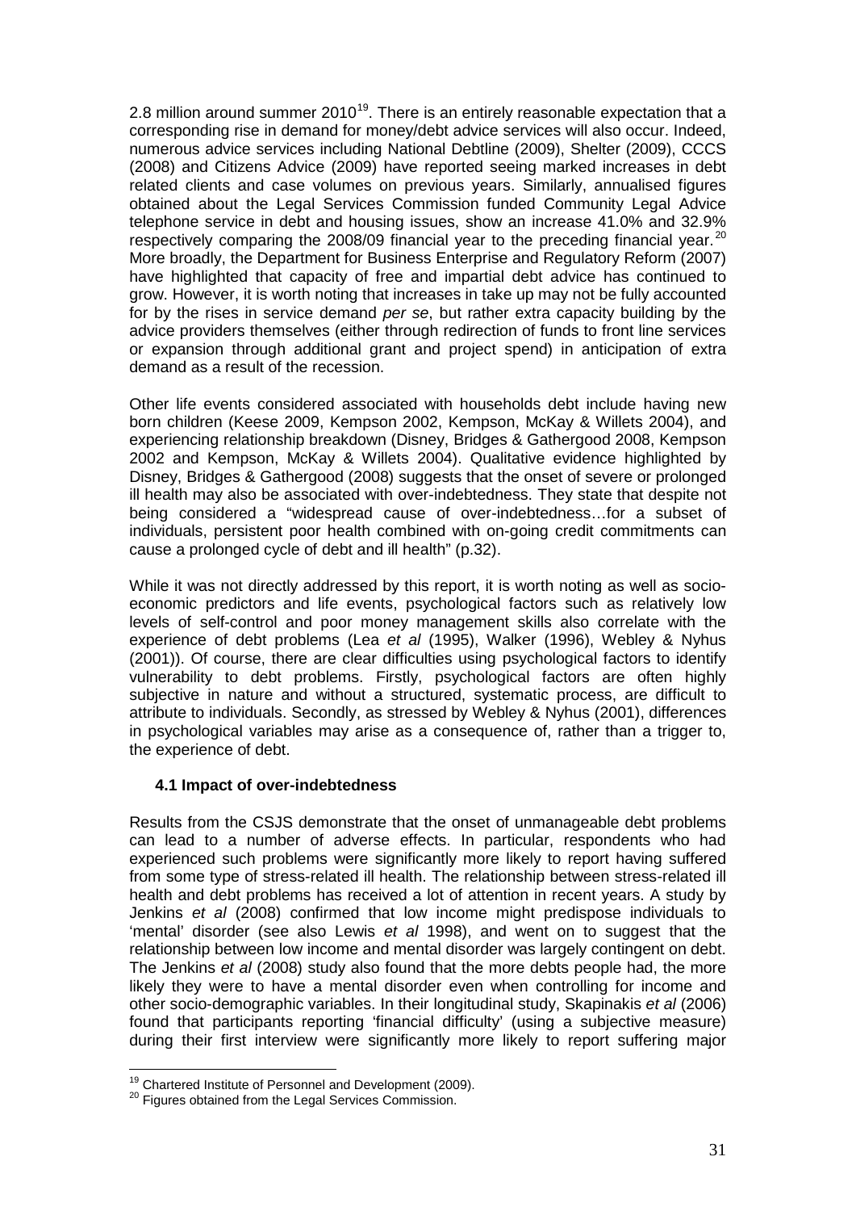2.8 million around summer 2010[19]. There is an entirely reasonable expectation that a corresponding rise in demand for money/debt advice services will also occur. Indeed, numerous advice services including National Debtline (2009), Shelter (2009), CCCS (2008) and Citizens Advice (2009) have reported seeing marked increases in debt related clients and case volumes on previous years. Similarly, annualised figures obtained about the Legal Services Commission funded Community Legal Advice telephone service in debt and housing issues, show an increase 41.0% and 32.9% respectively comparing the 2008/09 financial year to the preceding financial year.[20] More broadly, the Department for Business Enterprise and Regulatory Reform (2007) have highlighted that capacity of free and impartial debt advice has continued to grow. However, it is worth noting that increases in take up may not be fully accounted for by the rises in service demand *per se*, but rather extra capacity building by the advice providers themselves (either through redirection of funds to front line services or expansion through additional grant and project spend) in anticipation of extra demand as a result of the recession.

Other life events considered associated with households debt include having new born children (Keese 2009, Kempson 2002, Kempson, McKay & Willets 2004), and experiencing relationship breakdown (Disney, Bridges & Gathergood 2008, Kempson 2002 and Kempson, McKay & Willets 2004). Qualitative evidence highlighted by Disney, Bridges & Gathergood (2008) suggests that the onset of severe or prolonged ill health may also be associated with over-indebtedness. They state that despite not being considered a "widespread cause of over-indebtedness…for a subset of individuals, persistent poor health combined with on-going credit commitments can cause a prolonged cycle of debt and ill health" (p.32).

While it was not directly addressed by this report, it is worth noting as well as socio-economic predictors and life events, psychological factors such as relatively low levels of self-control and poor money management skills also correlate with the experience of debt problems (Lea *et al* (1995), Walker (1996), Webley & Nyhus (2001)). Of course, there are clear difficulties using psychological factors to identify vulnerability to debt problems. Firstly, psychological factors are often highly subjective in nature and without a structured, systematic process, are difficult to attribute to individuals. Secondly, as stressed by Webley & Nyhus (2001), differences in psychological variables may arise as a consequence of, rather than a trigger to, the experience of debt.

### 4.1 Impact of over-indebtedness

Results from the CSJS demonstrate that the onset of unmanageable debt problems can lead to a number of adverse effects. In particular, respondents who had experienced such problems were significantly more likely to report having suffered from some type of stress-related ill health. The relationship between stress-related ill health and debt problems has received a lot of attention in recent years. A study by Jenkins *et al* (2008) confirmed that low income might predispose individuals to 'mental' disorder (see also Lewis *et al* 1998), and went on to suggest that the relationship between low income and mental disorder was largely contingent on debt. The Jenkins *et al* (2008) study also found that the more debts people had, the more likely they were to have a mental disorder even when controlling for income and other socio-demographic variables. In their longitudinal study, Skapinakis *et al* (2006) found that participants reporting 'financial difficulty' (using a subjective measure) during their first interview were significantly more likely to report suffering major

[19] Chartered Institute of Personnel and Development (2009).

[20] Figures obtained from the Legal Services Commission.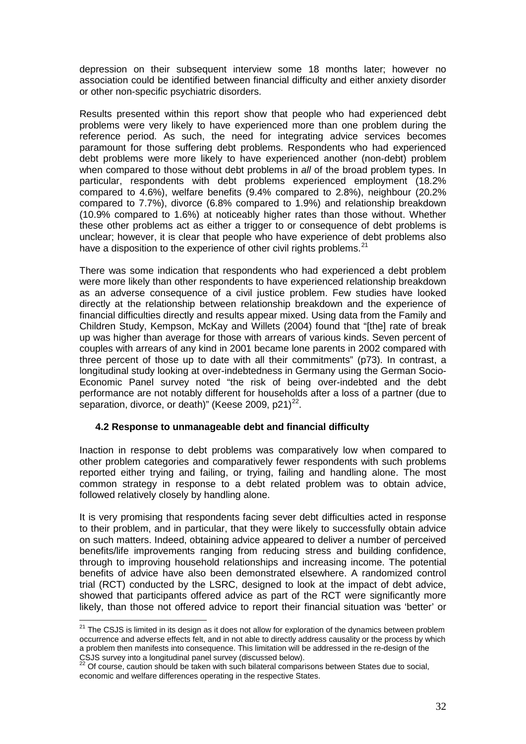depression on their subsequent interview some 18 months later; however no association could be identified between financial difficulty and either anxiety disorder or other non-specific psychiatric disorders.

Results presented within this report show that people who had experienced debt problems were very likely to have experienced more than one problem during the reference period. As such, the need for integrating advice services becomes paramount for those suffering debt problems. Respondents who had experienced debt problems were more likely to have experienced another (non-debt) problem when compared to those without debt problems in *all* of the broad problem types. In particular, respondents with debt problems experienced employment (18.2% compared to 4.6%), welfare benefits (9.4% compared to 2.8%), neighbour (20.2% compared to 7.7%), divorce (6.8% compared to 1.9%) and relationship breakdown (10.9% compared to 1.6%) at noticeably higher rates than those without. Whether these other problems act as either a trigger to or consequence of debt problems is unclear; however, it is clear that people who have experience of debt problems also have a disposition to the experience of other civil rights problems.[21]

There was some indication that respondents who had experienced a debt problem were more likely than other respondents to have experienced relationship breakdown as an adverse consequence of a civil justice problem. Few studies have looked directly at the relationship between relationship breakdown and the experience of financial difficulties directly and results appear mixed. Using data from the Family and Children Study, Kempson, McKay and Willets (2004) found that "[the] rate of break up was higher than average for those with arrears of various kinds. Seven percent of couples with arrears of any kind in 2001 became lone parents in 2002 compared with three percent of those up to date with all their commitments" (p73). In contrast, a longitudinal study looking at over-indebtedness in Germany using the German Socio-Economic Panel survey noted "the risk of being over-indebted and the debt performance are not notably different for households after a loss of a partner (due to separation, divorce, or death)" (Keese 2009, p21)[22].

### 4.2 Response to unmanageable debt and financial difficulty

Inaction in response to debt problems was comparatively low when compared to other problem categories and comparatively fewer respondents with such problems reported either trying and failing, or trying, failing and handling alone. The most common strategy in response to a debt related problem was to obtain advice, followed relatively closely by handling alone.

It is very promising that respondents facing sever debt difficulties acted in response to their problem, and in particular, that they were likely to successfully obtain advice on such matters. Indeed, obtaining advice appeared to deliver a number of perceived benefits/life improvements ranging from reducing stress and building confidence, through to improving household relationships and increasing income. The potential benefits of advice have also been demonstrated elsewhere. A randomized control trial (RCT) conducted by the LSRC, designed to look at the impact of debt advice, showed that participants offered advice as part of the RCT were significantly more likely, than those not offered advice to report their financial situation was 'better' or

---

[21] The CSJS is limited in its design as it does not allow for exploration of the dynamics between problem occurrence and adverse effects felt, and in not able to directly address causality or the process by which a problem then manifests into consequence. This limitation will be addressed in the re-design of the CSJS survey into a longitudinal panel survey (discussed below).

[22] Of course, caution should be taken with such bilateral comparisons between States due to social, economic and welfare differences operating in the respective States.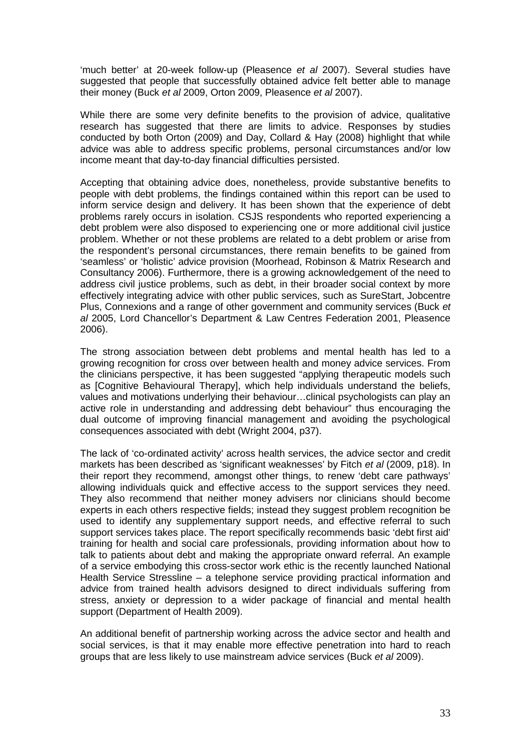'much better' at 20-week follow-up (Pleasence *et al* 2007). Several studies have suggested that people that successfully obtained advice felt better able to manage their money (Buck *et al* 2009, Orton 2009, Pleasence *et al* 2007).

While there are some very definite benefits to the provision of advice, qualitative research has suggested that there are limits to advice. Responses by studies conducted by both Orton (2009) and Day, Collard & Hay (2008) highlight that while advice was able to address specific problems, personal circumstances and/or low income meant that day-to-day financial difficulties persisted.

Accepting that obtaining advice does, nonetheless, provide substantive benefits to people with debt problems, the findings contained within this report can be used to inform service design and delivery. It has been shown that the experience of debt problems rarely occurs in isolation. CSJS respondents who reported experiencing a debt problem were also disposed to experiencing one or more additional civil justice problem. Whether or not these problems are related to a debt problem or arise from the respondent's personal circumstances, there remain benefits to be gained from 'seamless' or 'holistic' advice provision (Moorhead, Robinson & Matrix Research and Consultancy 2006). Furthermore, there is a growing acknowledgement of the need to address civil justice problems, such as debt, in their broader social context by more effectively integrating advice with other public services, such as SureStart, Jobcentre Plus, Connexions and a range of other government and community services (Buck *et al* 2005, Lord Chancellor's Department & Law Centres Federation 2001, Pleasence 2006).

The strong association between debt problems and mental health has led to a growing recognition for cross over between health and money advice services. From the clinicians perspective, it has been suggested "applying therapeutic models such as [Cognitive Behavioural Therapy], which help individuals understand the beliefs, values and motivations underlying their behaviour…clinical psychologists can play an active role in understanding and addressing debt behaviour" thus encouraging the dual outcome of improving financial management and avoiding the psychological consequences associated with debt (Wright 2004, p37).

The lack of 'co-ordinated activity' across health services, the advice sector and credit markets has been described as 'significant weaknesses' by Fitch *et al* (2009, p18). In their report they recommend, amongst other things, to renew 'debt care pathways' allowing individuals quick and effective access to the support services they need. They also recommend that neither money advisers nor clinicians should become experts in each others respective fields; instead they suggest problem recognition be used to identify any supplementary support needs, and effective referral to such support services takes place. The report specifically recommends basic 'debt first aid' training for health and social care professionals, providing information about how to talk to patients about debt and making the appropriate onward referral. An example of a service embodying this cross-sector work ethic is the recently launched National Health Service Stressline – a telephone service providing practical information and advice from trained health advisors designed to direct individuals suffering from stress, anxiety or depression to a wider package of financial and mental health support (Department of Health 2009).

An additional benefit of partnership working across the advice sector and health and social services, is that it may enable more effective penetration into hard to reach groups that are less likely to use mainstream advice services (Buck *et al* 2009).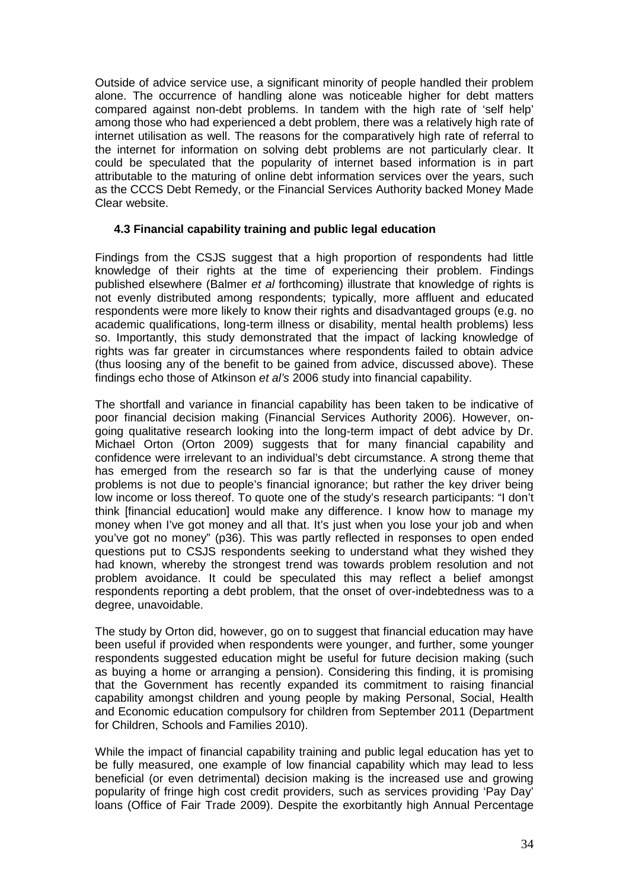Outside of advice service use, a significant minority of people handled their problem alone. The occurrence of handling alone was noticeable higher for debt matters compared against non-debt problems. In tandem with the high rate of 'self help' among those who had experienced a debt problem, there was a relatively high rate of internet utilisation as well. The reasons for the comparatively high rate of referral to the internet for information on solving debt problems are not particularly clear. It could be speculated that the popularity of internet based information is in part attributable to the maturing of online debt information services over the years, such as the CCCS Debt Remedy, or the Financial Services Authority backed Money Made Clear website.

### 4.3 Financial capability training and public legal education

Findings from the CSJS suggest that a high proportion of respondents had little knowledge of their rights at the time of experiencing their problem. Findings published elsewhere (Balmer *et al* forthcoming) illustrate that knowledge of rights is not evenly distributed among respondents; typically, more affluent and educated respondents were more likely to know their rights and disadvantaged groups (e.g. no academic qualifications, long-term illness or disability, mental health problems) less so. Importantly, this study demonstrated that the impact of lacking knowledge of rights was far greater in circumstances where respondents failed to obtain advice (thus loosing any of the benefit to be gained from advice, discussed above). These findings echo those of Atkinson *et al's* 2006 study into financial capability.

The shortfall and variance in financial capability has been taken to be indicative of poor financial decision making (Financial Services Authority 2006). However, on-going qualitative research looking into the long-term impact of debt advice by Dr. Michael Orton (Orton 2009) suggests that for many financial capability and confidence were irrelevant to an individual's debt circumstance. A strong theme that has emerged from the research so far is that the underlying cause of money problems is not due to people's financial ignorance; but rather the key driver being low income or loss thereof. To quote one of the study's research participants: "I don't think [financial education] would make any difference. I know how to manage my money when I've got money and all that. It's just when you lose your job and when you've got no money" (p36). This was partly reflected in responses to open ended questions put to CSJS respondents seeking to understand what they wished they had known, whereby the strongest trend was towards problem resolution and not problem avoidance. It could be speculated this may reflect a belief amongst respondents reporting a debt problem, that the onset of over-indebtedness was to a degree, unavoidable.

The study by Orton did, however, go on to suggest that financial education may have been useful if provided when respondents were younger, and further, some younger respondents suggested education might be useful for future decision making (such as buying a home or arranging a pension). Considering this finding, it is promising that the Government has recently expanded its commitment to raising financial capability amongst children and young people by making Personal, Social, Health and Economic education compulsory for children from September 2011 (Department for Children, Schools and Families 2010).

While the impact of financial capability training and public legal education has yet to be fully measured, one example of low financial capability which may lead to less beneficial (or even detrimental) decision making is the increased use and growing popularity of fringe high cost credit providers, such as services providing 'Pay Day' loans (Office of Fair Trade 2009). Despite the exorbitantly high Annual Percentage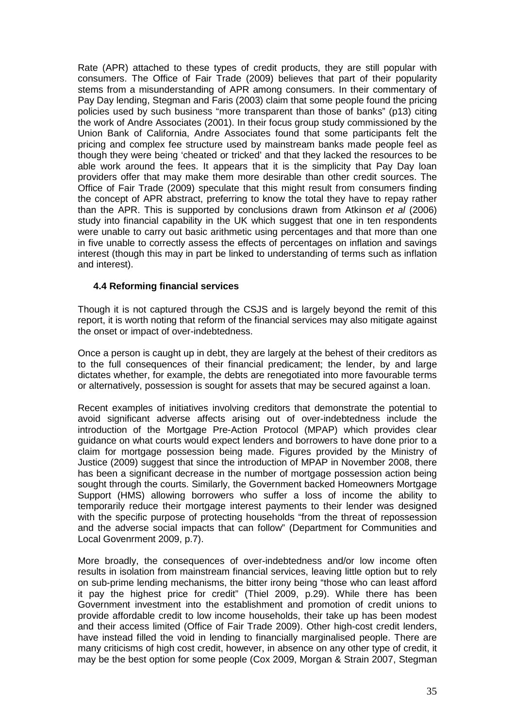Rate (APR) attached to these types of credit products, they are still popular with consumers. The Office of Fair Trade (2009) believes that part of their popularity stems from a misunderstanding of APR among consumers. In their commentary of Pay Day lending, Stegman and Faris (2003) claim that some people found the pricing policies used by such business "more transparent than those of banks" (p13) citing the work of Andre Associates (2001). In their focus group study commissioned by the Union Bank of California, Andre Associates found that some participants felt the pricing and complex fee structure used by mainstream banks made people feel as though they were being 'cheated or tricked' and that they lacked the resources to be able work around the fees. It appears that it is the simplicity that Pay Day loan providers offer that may make them more desirable than other credit sources. The Office of Fair Trade (2009) speculate that this might result from consumers finding the concept of APR abstract, preferring to know the total they have to repay rather than the APR. This is supported by conclusions drawn from Atkinson *et al* (2006) study into financial capability in the UK which suggest that one in ten respondents were unable to carry out basic arithmetic using percentages and that more than one in five unable to correctly assess the effects of percentages on inflation and savings interest (though this may in part be linked to understanding of terms such as inflation and interest).

### 4.4 Reforming financial services

Though it is not captured through the CSJS and is largely beyond the remit of this report, it is worth noting that reform of the financial services may also mitigate against the onset or impact of over-indebtedness.

Once a person is caught up in debt, they are largely at the behest of their creditors as to the full consequences of their financial predicament; the lender, by and large dictates whether, for example, the debts are renegotiated into more favourable terms or alternatively, possession is sought for assets that may be secured against a loan.

Recent examples of initiatives involving creditors that demonstrate the potential to avoid significant adverse affects arising out of over-indebtedness include the introduction of the Mortgage Pre-Action Protocol (MPAP) which provides clear guidance on what courts would expect lenders and borrowers to have done prior to a claim for mortgage possession being made. Figures provided by the Ministry of Justice (2009) suggest that since the introduction of MPAP in November 2008, there has been a significant decrease in the number of mortgage possession action being sought through the courts. Similarly, the Government backed Homeowners Mortgage Support (HMS) allowing borrowers who suffer a loss of income the ability to temporarily reduce their mortgage interest payments to their lender was designed with the specific purpose of protecting households "from the threat of repossession and the adverse social impacts that can follow" (Department for Communities and Local Govenrment 2009, p.7).

More broadly, the consequences of over-indebtedness and/or low income often results in isolation from mainstream financial services, leaving little option but to rely on sub-prime lending mechanisms, the bitter irony being "those who can least afford it pay the highest price for credit" (Thiel 2009, p.29). While there has been Government investment into the establishment and promotion of credit unions to provide affordable credit to low income households, their take up has been modest and their access limited (Office of Fair Trade 2009). Other high-cost credit lenders, have instead filled the void in lending to financially marginalised people. There are many criticisms of high cost credit, however, in absence on any other type of credit, it may be the best option for some people (Cox 2009, Morgan & Strain 2007, Stegman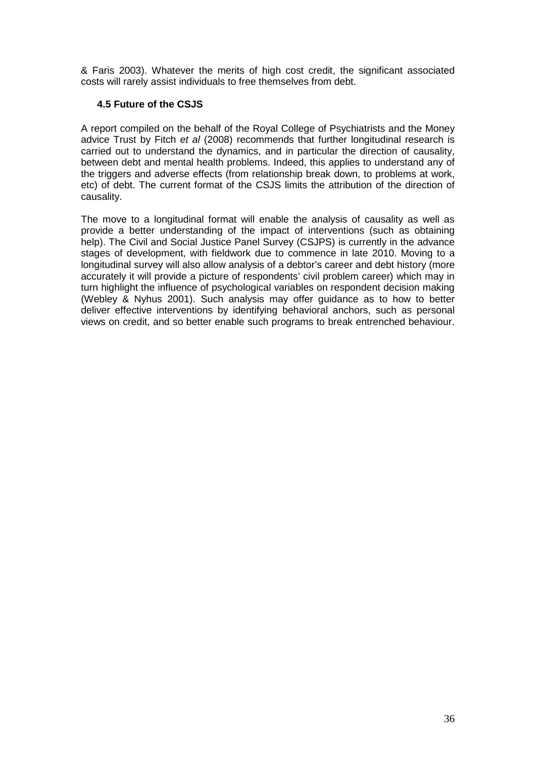& Faris 2003). Whatever the merits of high cost credit, the significant associated costs will rarely assist individuals to free themselves from debt.

### 4.5 Future of the CSJS

A report compiled on the behalf of the Royal College of Psychiatrists and the Money advice Trust by Fitch *et al* (2008) recommends that further longitudinal research is carried out to understand the dynamics, and in particular the direction of causality, between debt and mental health problems. Indeed, this applies to understand any of the triggers and adverse effects (from relationship break down, to problems at work, etc) of debt. The current format of the CSJS limits the attribution of the direction of causality.

The move to a longitudinal format will enable the analysis of causality as well as provide a better understanding of the impact of interventions (such as obtaining help). The Civil and Social Justice Panel Survey (CSJPS) is currently in the advance stages of development, with fieldwork due to commence in late 2010. Moving to a longitudinal survey will also allow analysis of a debtor's career and debt history (more accurately it will provide a picture of respondents' civil problem career) which may in turn highlight the influence of psychological variables on respondent decision making (Webley & Nyhus 2001). Such analysis may offer guidance as to how to better deliver effective interventions by identifying behavioral anchors, such as personal views on credit, and so better enable such programs to break entrenched behaviour.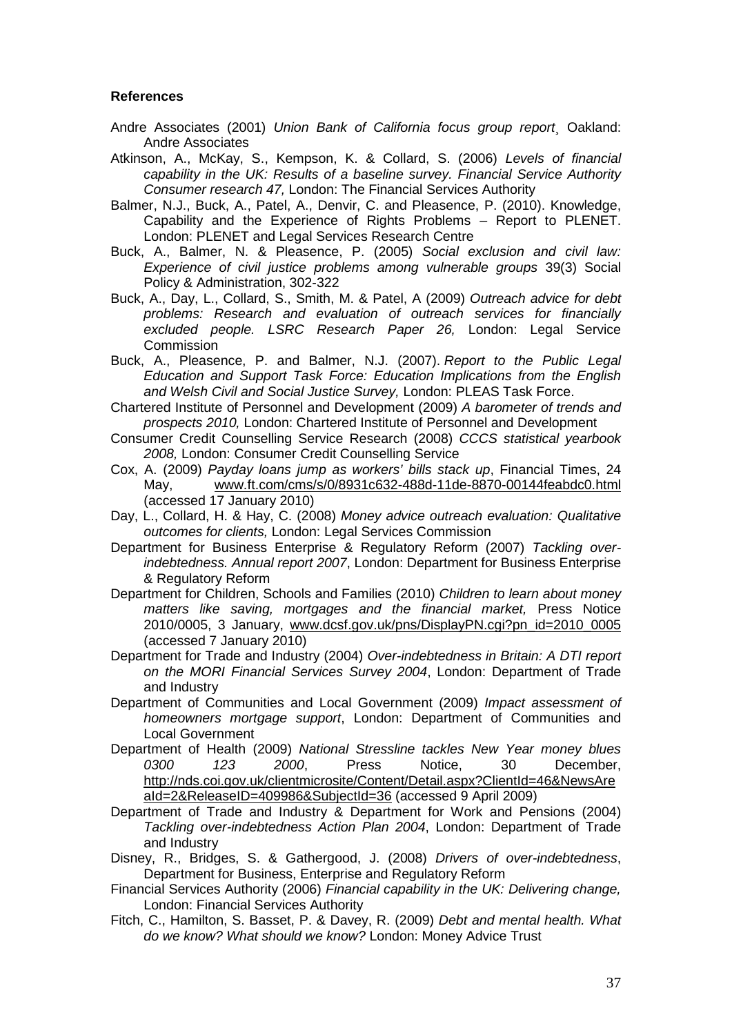**References**

Andre Associates (2001) *Union Bank of California focus group report*¸ Oakland: Andre Associates

Atkinson, A., McKay, S., Kempson, K. & Collard, S. (2006) *Levels of financial capability in the UK: Results of a baseline survey. Financial Service Authority Consumer research 47,* London: The Financial Services Authority

Balmer, N.J., Buck, A., Patel, A., Denvir, C. and Pleasence, P. (2010). Knowledge, Capability and the Experience of Rights Problems – Report to PLENET. London: PLENET and Legal Services Research Centre

Buck, A., Balmer, N. & Pleasence, P. (2005) *Social exclusion and civil law: Experience of civil justice problems among vulnerable groups* 39(3) Social Policy & Administration, 302-322

Buck, A., Day, L., Collard, S., Smith, M. & Patel, A (2009) *Outreach advice for debt problems: Research and evaluation of outreach services for financially excluded people. LSRC Research Paper 26,* London: Legal Service Commission

Buck, A., Pleasence, P. and Balmer, N.J. (2007). *Report to the Public Legal Education and Support Task Force: Education Implications from the English and Welsh Civil and Social Justice Survey,* London: PLEAS Task Force.

Chartered Institute of Personnel and Development (2009) *A barometer of trends and prospects 2010,* London: Chartered Institute of Personnel and Development

Consumer Credit Counselling Service Research (2008) *CCCS statistical yearbook 2008,* London: Consumer Credit Counselling Service

Cox, A. (2009) *Payday loans jump as workers' bills stack up*, Financial Times, 24 May, www.ft.com/cms/s/0/8931c632-488d-11de-8870-00144feabdc0.html (accessed 17 January 2010)

Day, L., Collard, H. & Hay, C. (2008) *Money advice outreach evaluation: Qualitative outcomes for clients,* London: Legal Services Commission

Department for Business Enterprise & Regulatory Reform (2007) *Tackling over-indebtedness. Annual report 2007*, London: Department for Business Enterprise & Regulatory Reform

Department for Children, Schools and Families (2010) *Children to learn about money matters like saving, mortgages and the financial market,* Press Notice 2010/0005, 3 January, www.dcsf.gov.uk/pns/DisplayPN.cgi?pn_id=2010_0005 (accessed 7 January 2010)

Department for Trade and Industry (2004) *Over-indebtedness in Britain: A DTI report on the MORI Financial Services Survey 2004*, London: Department of Trade and Industry

Department of Communities and Local Government (2009) *Impact assessment of homeowners mortgage support*, London: Department of Communities and Local Government

Department of Health (2009) *National Stressline tackles New Year money blues 0300 123 2000*, Press Notice, 30 December, http://nds.coi.gov.uk/clientmicrosite/Content/Detail.aspx?ClientId=46&NewsAreaId=2&ReleaseID=409986&SubjectId=36 (accessed 9 April 2009)

Department of Trade and Industry & Department for Work and Pensions (2004) *Tackling over-indebtedness Action Plan 2004*, London: Department of Trade and Industry

Disney, R., Bridges, S. & Gathergood, J. (2008) *Drivers of over-indebtedness*, Department for Business, Enterprise and Regulatory Reform

Financial Services Authority (2006) *Financial capability in the UK: Delivering change,* London: Financial Services Authority

Fitch, C., Hamilton, S. Basset, P. & Davey, R. (2009) *Debt and mental health. What do we know? What should we know?* London: Money Advice Trust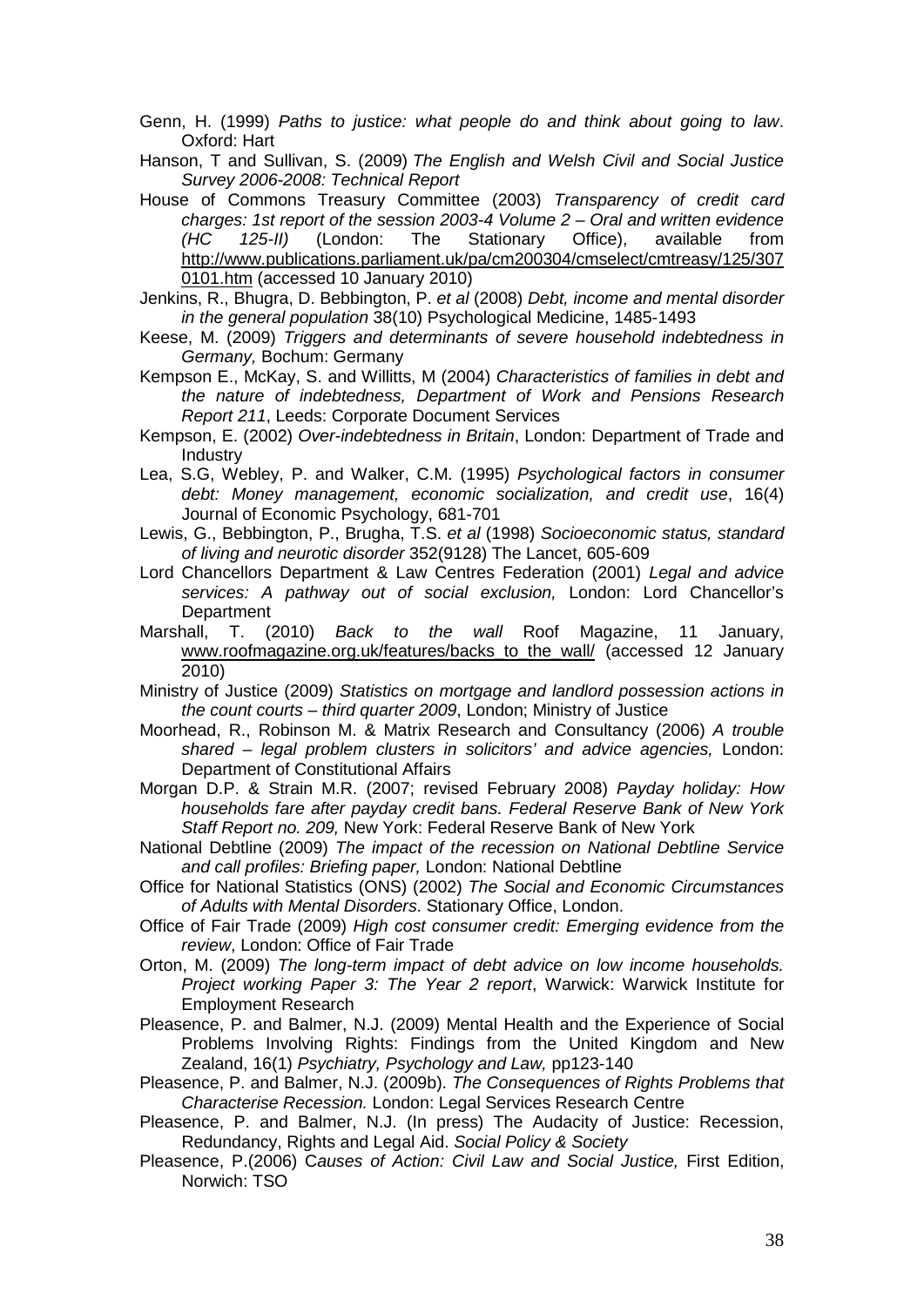Genn, H. (1999) *Paths to justice: what people do and think about going to law*. Oxford: Hart

Hanson, T and Sullivan, S. (2009) *The English and Welsh Civil and Social Justice Survey 2006-2008: Technical Report*

House of Commons Treasury Committee (2003) *Transparency of credit card charges: 1st report of the session 2003-4 Volume 2 – Oral and written evidence (HC 125-II)* (London: The Stationary Office), available from http://www.publications.parliament.uk/pa/cm200304/cmselect/cmtreasy/125/3070101.htm (accessed 10 January 2010)

Jenkins, R., Bhugra, D. Bebbington, P. *et al* (2008) *Debt, income and mental disorder in the general population* 38(10) Psychological Medicine, 1485-1493

Keese, M. (2009) *Triggers and determinants of severe household indebtedness in Germany,* Bochum: Germany

Kempson E., McKay, S. and Willitts, M (2004) *Characteristics of families in debt and the nature of indebtedness, Department of Work and Pensions Research Report 211*, Leeds: Corporate Document Services

Kempson, E. (2002) *Over-indebtedness in Britain*, London: Department of Trade and Industry

Lea, S.G, Webley, P. and Walker, C.M. (1995) *Psychological factors in consumer debt: Money management, economic socialization, and credit use*, 16(4) Journal of Economic Psychology, 681-701

Lewis, G., Bebbington, P., Brugha, T.S. *et al* (1998) *Socioeconomic status, standard of living and neurotic disorder* 352(9128) The Lancet, 605-609

Lord Chancellors Department & Law Centres Federation (2001) *Legal and advice services: A pathway out of social exclusion,* London: Lord Chancellor's Department

Marshall, T. (2010) *Back to the wall* Roof Magazine, 11 January, www.roofmagazine.org.uk/features/backs_to_the_wall/ (accessed 12 January 2010)

Ministry of Justice (2009) *Statistics on mortgage and landlord possession actions in the count courts – third quarter 2009*, London; Ministry of Justice

Moorhead, R., Robinson M. & Matrix Research and Consultancy (2006) *A trouble shared – legal problem clusters in solicitors' and advice agencies,* London: Department of Constitutional Affairs

Morgan D.P. & Strain M.R. (2007; revised February 2008) *Payday holiday: How households fare after payday credit bans. Federal Reserve Bank of New York Staff Report no. 209,* New York: Federal Reserve Bank of New York

National Debtline (2009) *The impact of the recession on National Debtline Service and call profiles: Briefing paper,* London: National Debtline

Office for National Statistics (ONS) (2002) *The Social and Economic Circumstances of Adults with Mental Disorders*. Stationary Office, London.

Office of Fair Trade (2009) *High cost consumer credit: Emerging evidence from the review*, London: Office of Fair Trade

Orton, M. (2009) *The long-term impact of debt advice on low income households. Project working Paper 3: The Year 2 report*, Warwick: Warwick Institute for Employment Research

Pleasence, P. and Balmer, N.J. (2009) Mental Health and the Experience of Social Problems Involving Rights: Findings from the United Kingdom and New Zealand, 16(1) *Psychiatry, Psychology and Law,* pp123-140

Pleasence, P. and Balmer, N.J. (2009b). *The Consequences of Rights Problems that Characterise Recession.* London: Legal Services Research Centre

Pleasence, P. and Balmer, N.J. (In press) The Audacity of Justice: Recession, Redundancy, Rights and Legal Aid. *Social Policy & Society*

Pleasence, P.(2006) *Causes of Action: Civil Law and Social Justice,* First Edition, Norwich: TSO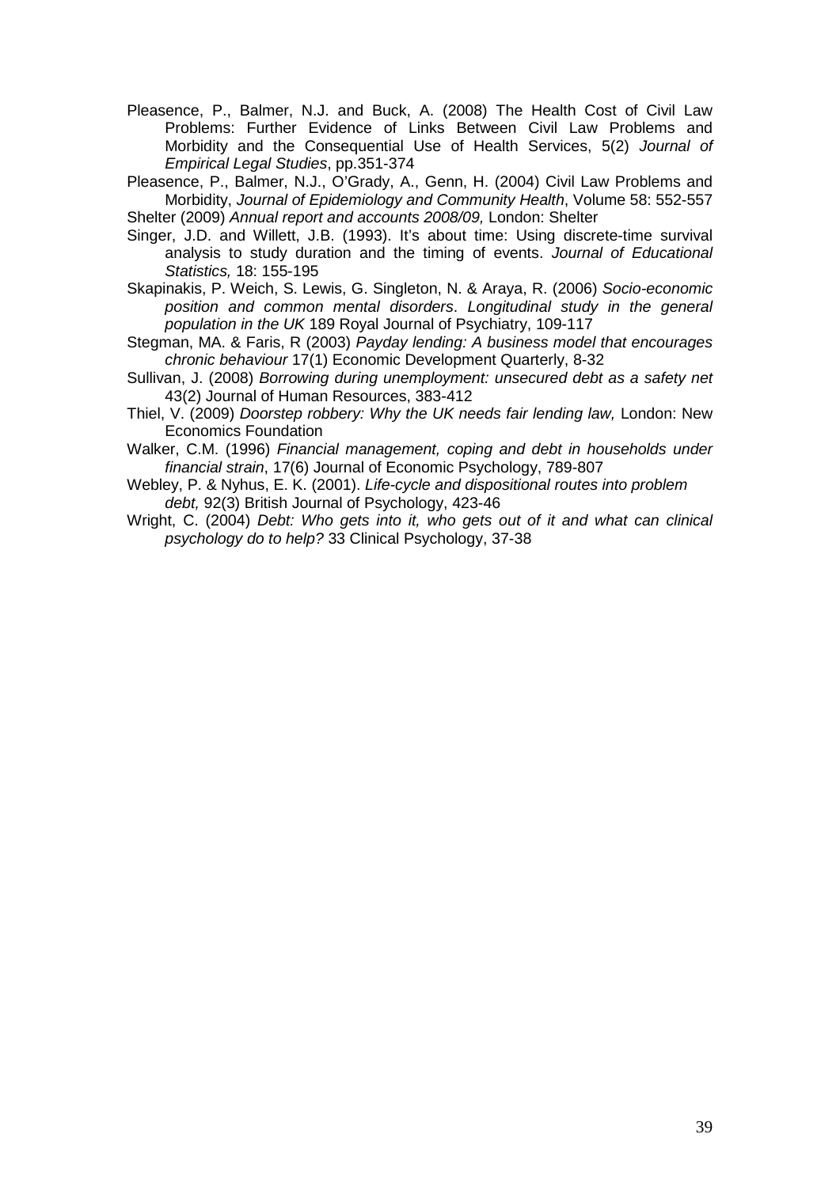Pleasence, P., Balmer, N.J. and Buck, A. (2008) The Health Cost of Civil Law Problems: Further Evidence of Links Between Civil Law Problems and Morbidity and the Consequential Use of Health Services, 5(2) *Journal of Empirical Legal Studies*, pp.351-374

Pleasence, P., Balmer, N.J., O'Grady, A., Genn, H. (2004) Civil Law Problems and Morbidity, *Journal of Epidemiology and Community Health*, Volume 58: 552-557

Shelter (2009) *Annual report and accounts 2008/09,* London: Shelter

Singer, J.D. and Willett, J.B. (1993). It's about time: Using discrete-time survival analysis to study duration and the timing of events. *Journal of Educational Statistics,* 18: 155-195

Skapinakis, P. Weich, S. Lewis, G. Singleton, N. & Araya, R. (2006) *Socio-economic position and common mental disorders*. *Longitudinal study in the general population in the UK* 189 Royal Journal of Psychiatry, 109-117

Stegman, MA. & Faris, R (2003) *Payday lending: A business model that encourages chronic behaviour* 17(1) Economic Development Quarterly, 8-32

Sullivan, J. (2008) *Borrowing during unemployment: unsecured debt as a safety net* 43(2) Journal of Human Resources, 383-412

Thiel, V. (2009) *Doorstep robbery: Why the UK needs fair lending law,* London: New Economics Foundation

Walker, C.M. (1996) *Financial management, coping and debt in households under financial strain*, 17(6) Journal of Economic Psychology, 789-807

Webley, P. & Nyhus, E. K. (2001). *Life-cycle and dispositional routes into problem debt,* 92(3) British Journal of Psychology, 423-46

Wright, C. (2004) *Debt: Who gets into it, who gets out of it and what can clinical psychology do to help?* 33 Clinical Psychology, 37-38